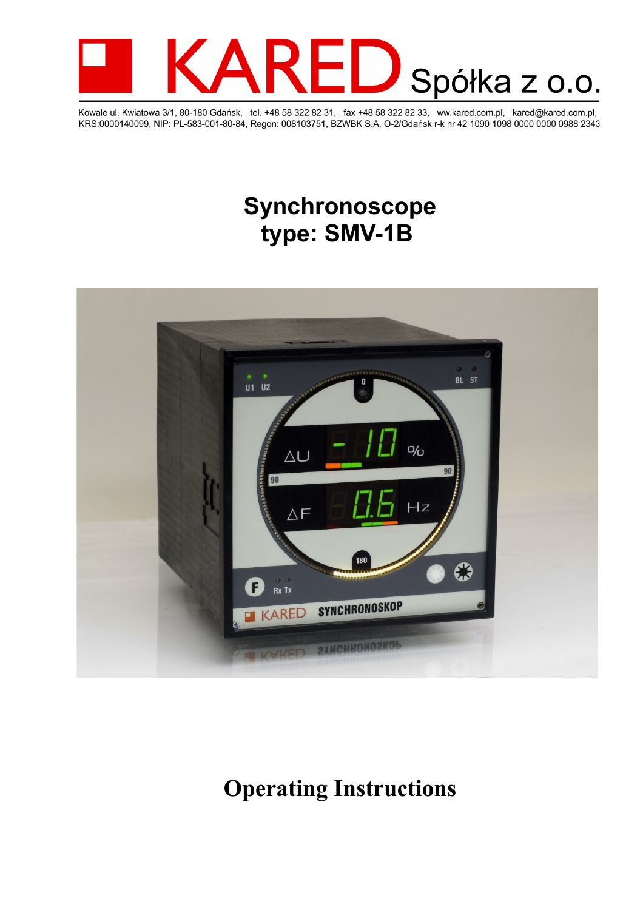# KARED Spółka z o.o.

Kowale ul. Kwiatowa 3/1, 80-180 Gdańsk, tel. +48 58 322 82 31, fax +48 58 322 82 33, ww.kared.com.pl, kared@kared.com.pl,
KRS:0000140099, NIP: PL-583-001-80-84, Regon: 008103751, BZWBK S.A. O-2/Gdańsk r-k nr 42 1090 1098 0000 0000 0988 2343

# Synchronoscope
# type: SMV-1B

# Operating Instructions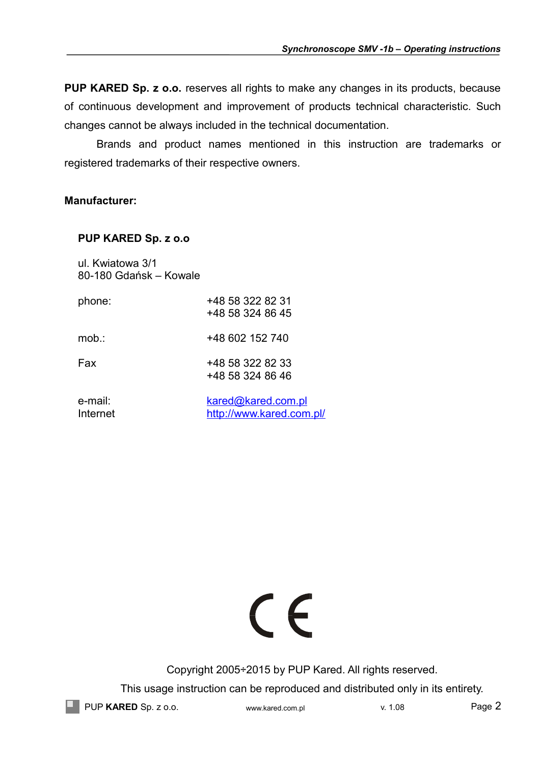**PUP KARED Sp. z o.o.** reserves all rights to make any changes in its products, because of continuous development and improvement of products technical characteristic. Such changes cannot be always included in the technical documentation.

Brands and product names mentioned in this instruction are trademarks or registered trademarks of their respective owners.

**Manufacturer:**

**PUP KARED Sp. z o.o**

ul. Kwiatowa 3/1
80-180 Gdańsk – Kowale

| | |
|---|---|
| phone: | +48 58 322 82 31<br>+48 58 324 86 45 |
| mob.: | +48 602 152 740 |
| Fax | +48 58 322 82 33<br>+48 58 324 86 46 |
| e-mail: | kared@kared.com.pl |
| Internet | http://www.kared.com.pl/ |

CE

Copyright 2005÷2015 by PUP Kared. All rights reserved.

This usage instruction can be reproduced and distributed only in its entirety.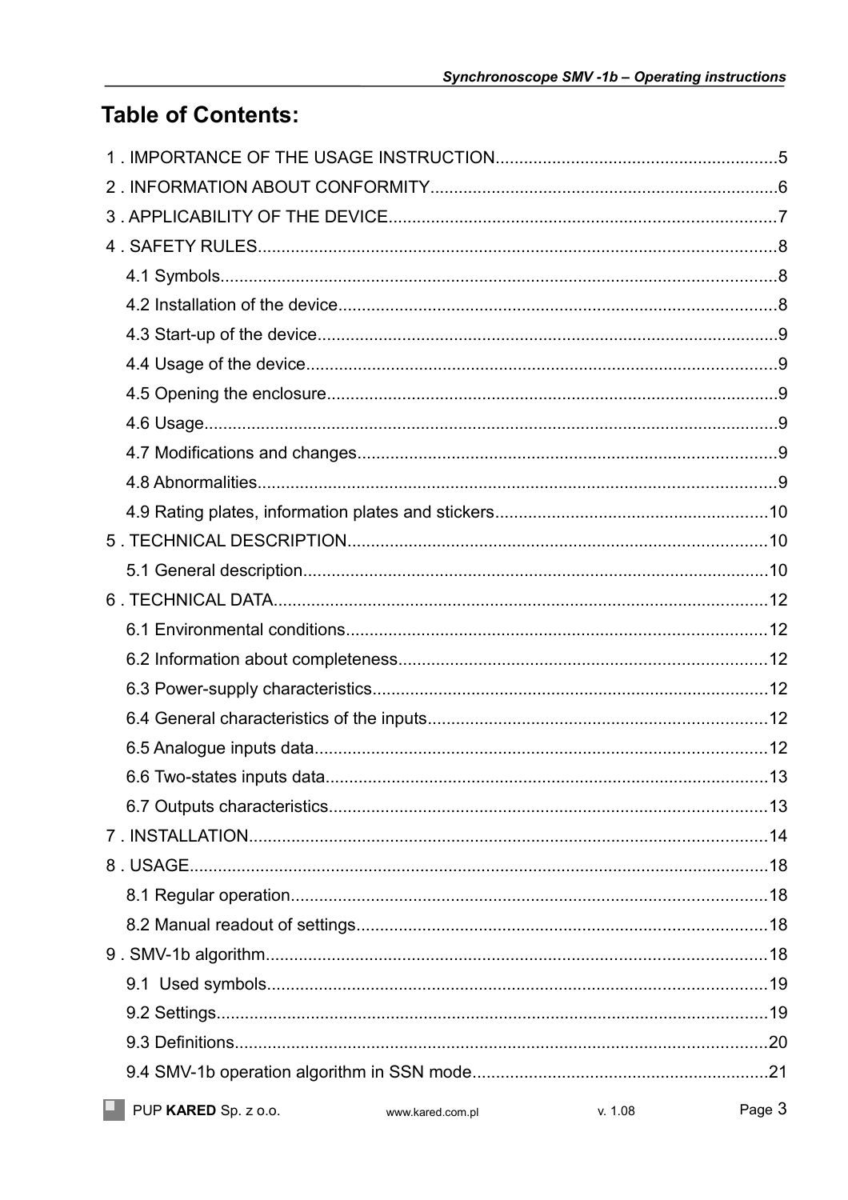# Table of Contents:

1 . IMPORTANCE OF THE USAGE INSTRUCTION....................................................5
2 . INFORMATION ABOUT CONFORMITY.........................................................6
3 . APPLICABILITY OF THE DEVICE.................................................................7
4 . SAFETY RULES............................................................................................8
- 4.1 Symbols....................................................................................................8
- 4.2 Installation of the device.............................................................................8
- 4.3 Start-up of the device..................................................................................9
- 4.4 Usage of the device....................................................................................9
- 4.5 Opening the enclosure.................................................................................9
- 4.6 Usage........................................................................................................9
- 4.7 Modifications and changes..........................................................................9
- 4.8 Abnormalities..............................................................................................9
- 4.9 Rating plates, information plates and stickers..............................................10

5 . TECHNICAL DESCRIPTION.........................................................................10
- 5.1 General description....................................................................................10

6 . TECHNICAL DATA........................................................................................12
- 6.1 Environmental conditions............................................................................12
- 6.2 Information about completeness.................................................................12
- 6.3 Power-supply characteristics.......................................................................12
- 6.4 General characteristics of the inputs............................................................12
- 6.5 Analogue inputs data..................................................................................12
- 6.6 Two-states inputs data................................................................................13
- 6.7 Outputs characteristics...............................................................................13

7 . INSTALLATION.............................................................................................14
8 . USAGE..........................................................................................................18
- 8.1 Regular operation.......................................................................................18
- 8.2 Manual readout of settings..........................................................................18

9 . SMV-1b algorithm..........................................................................................18
- 9.1 Used symbols.............................................................................................19
- 9.2 Settings......................................................................................................19
- 9.3 Definitions..................................................................................................20
- 9.4 SMV-1b operation algorithm in SSN mode...................................................21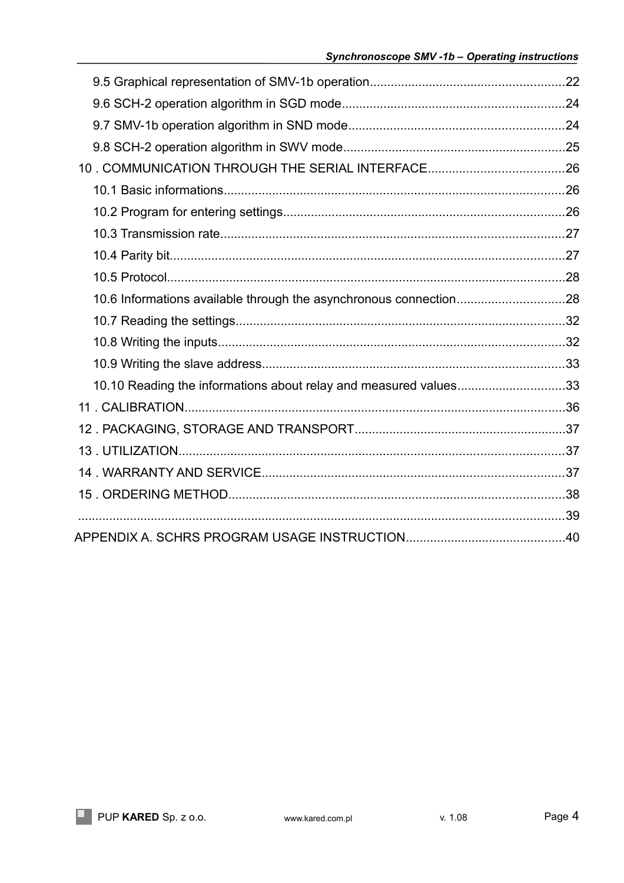9.5 Graphical representation of SMV-1b operation........................................................22

9.6 SCH-2 operation algorithm in SGD mode................................................................24

9.7 SMV-1b operation algorithm in SND mode..............................................................24

9.8 SCH-2 operation algorithm in SWV mode................................................................25

10 . COMMUNICATION THROUGH THE SERIAL INTERFACE.......................................26

10.1 Basic informations..................................................................................................26

10.2 Program for entering settings.................................................................................26

10.3 Transmission rate...................................................................................................27

10.4 Parity bit.................................................................................................................27

10.5 Protocol..................................................................................................................28

10.6 Informations available through the asynchronous connection...............................28

10.7 Reading the settings...............................................................................................32

10.8 Writing the inputs....................................................................................................32

10.9 Writing the slave address.......................................................................................33

10.10 Reading the informations about relay and measured values...............................33

11 . CALIBRATION.............................................................................................................36

12 . PACKAGING, STORAGE AND TRANSPORT............................................................37

13 . UTILIZATION...............................................................................................................37

14 . WARRANTY AND SERVICE.......................................................................................37

15 . ORDERING METHOD.................................................................................................38

.............................................................................................................................................39

APPENDIX A. SCHRS PROGRAM USAGE INSTRUCTION.............................................40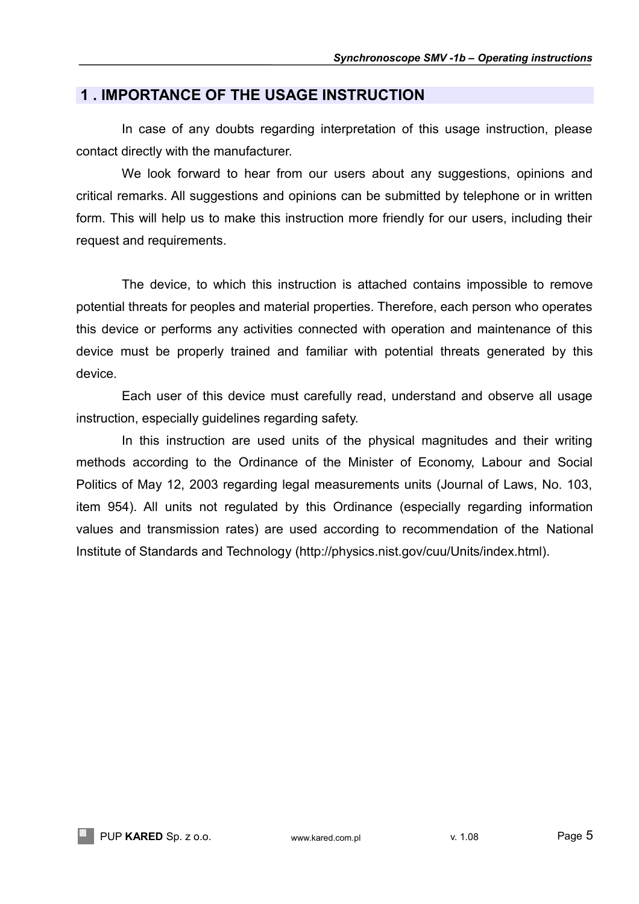## 1 . IMPORTANCE OF THE USAGE INSTRUCTION

In case of any doubts regarding interpretation of this usage instruction, please contact directly with the manufacturer.

We look forward to hear from our users about any suggestions, opinions and critical remarks. All suggestions and opinions can be submitted by telephone or in written form. This will help us to make this instruction more friendly for our users, including their request and requirements.

The device, to which this instruction is attached contains impossible to remove potential threats for peoples and material properties. Therefore, each person who operates this device or performs any activities connected with operation and maintenance of this device must be properly trained and familiar with potential threats generated by this device.

Each user of this device must carefully read, understand and observe all usage instruction, especially guidelines regarding safety.

In this instruction are used units of the physical magnitudes and their writing methods according to the Ordinance of the Minister of Economy, Labour and Social Politics of May 12, 2003 regarding legal measurements units (Journal of Laws, No. 103, item 954). All units not regulated by this Ordinance (especially regarding information values and transmission rates) are used according to recommendation of the National Institute of Standards and Technology (http://physics.nist.gov/cuu/Units/index.html).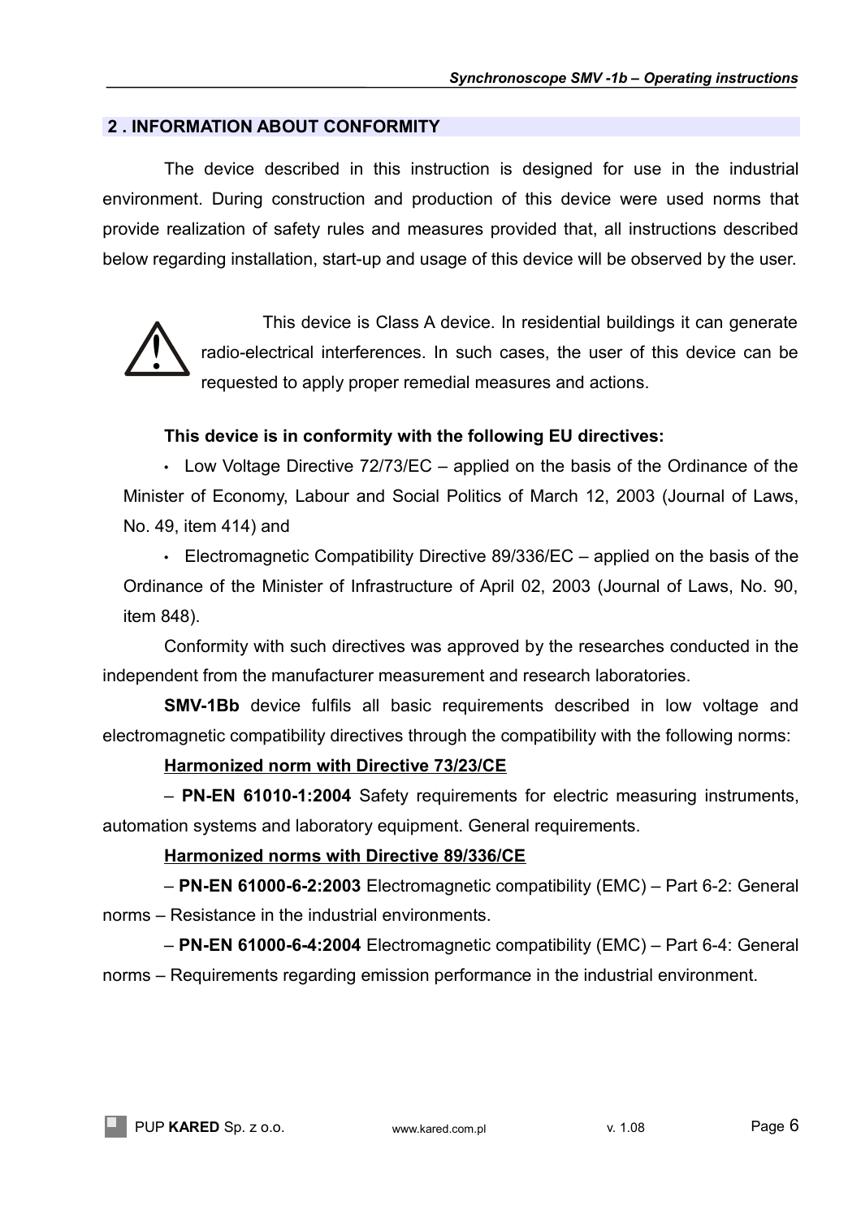## 2 . INFORMATION ABOUT CONFORMITY

The device described in this instruction is designed for use in the industrial environment. During construction and production of this device were used norms that provide realization of safety rules and measures provided that, all instructions described below regarding installation, start-up and usage of this device will be observed by the user.

⚠ This device is Class A device. In residential buildings it can generate radio-electrical interferences. In such cases, the user of this device can be requested to apply proper remedial measures and actions.

**This device is in conformity with the following EU directives:**

- Low Voltage Directive 72/73/EC – applied on the basis of the Ordinance of the Minister of Economy, Labour and Social Politics of March 12, 2003 (Journal of Laws, No. 49, item 414) and
- Electromagnetic Compatibility Directive 89/336/EC – applied on the basis of the Ordinance of the Minister of Infrastructure of April 02, 2003 (Journal of Laws, No. 90, item 848).

Conformity with such directives was approved by the researches conducted in the independent from the manufacturer measurement and research laboratories.

**SMV-1Bb** device fulfils all basic requirements described in low voltage and electromagnetic compatibility directives through the compatibility with the following norms:

**Harmonized norm with Directive 73/23/CE**

– **PN-EN 61010-1:2004** Safety requirements for electric measuring instruments, automation systems and laboratory equipment. General requirements.

**Harmonized norms with Directive 89/336/CE**

– **PN-EN 61000-6-2:2003** Electromagnetic compatibility (EMC) – Part 6-2: General norms – Resistance in the industrial environments.

– **PN-EN 61000-6-4:2004** Electromagnetic compatibility (EMC) – Part 6-4: General norms – Requirements regarding emission performance in the industrial environment.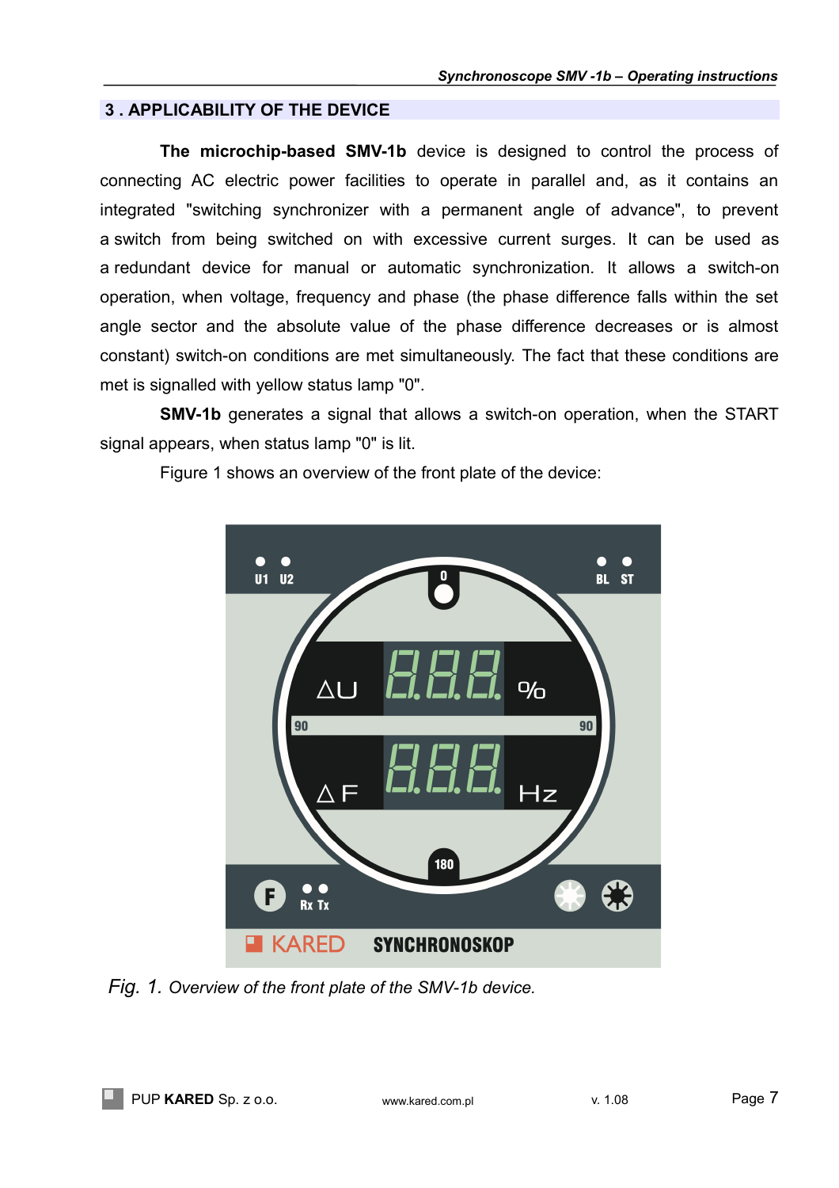## 3 . APPLICABILITY OF THE DEVICE

**The microchip-based SMV-1b** device is designed to control the process of connecting AC electric power facilities to operate in parallel and, as it contains an integrated "switching synchronizer with a permanent angle of advance", to prevent a switch from being switched on with excessive current surges. It can be used as a redundant device for manual or automatic synchronization. It allows a switch-on operation, when voltage, frequency and phase (the phase difference falls within the set angle sector and the absolute value of the phase difference decreases or is almost constant) switch-on conditions are met simultaneously. The fact that these conditions are met is signalled with yellow status lamp "0".

**SMV-1b** generates a signal that allows a switch-on operation, when the START signal appears, when status lamp "0" is lit.

Figure 1 shows an overview of the front plate of the device:

*Fig. 1. Overview of the front plate of the SMV-1b device.*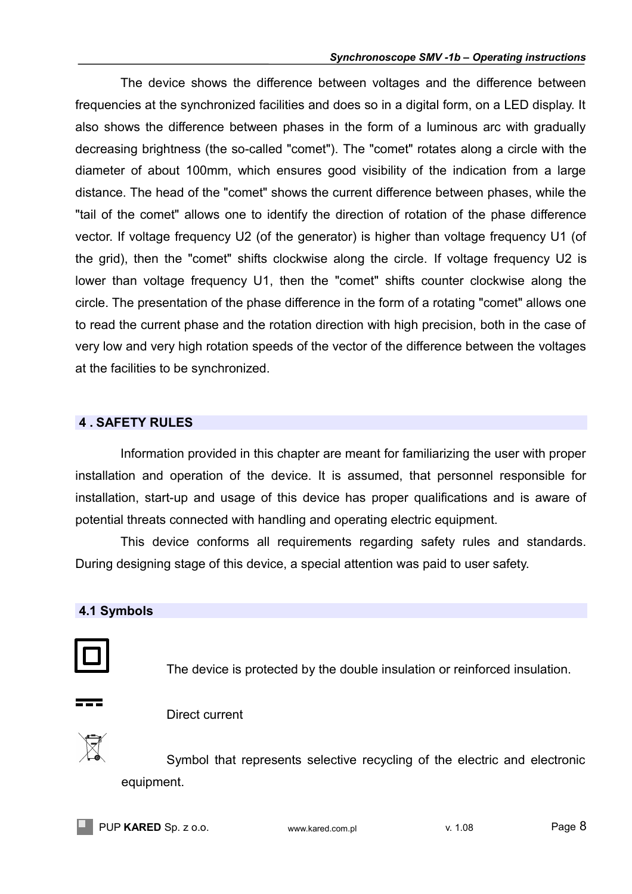The device shows the difference between voltages and the difference between frequencies at the synchronized facilities and does so in a digital form, on a LED display. It also shows the difference between phases in the form of a luminous arc with gradually decreasing brightness (the so-called "comet"). The "comet" rotates along a circle with the diameter of about 100mm, which ensures good visibility of the indication from a large distance. The head of the "comet" shows the current difference between phases, while the "tail of the comet" allows one to identify the direction of rotation of the phase difference vector. If voltage frequency U2 (of the generator) is higher than voltage frequency U1 (of the grid), then the "comet" shifts clockwise along the circle. If voltage frequency U2 is lower than voltage frequency U1, then the "comet" shifts counter clockwise along the circle. The presentation of the phase difference in the form of a rotating "comet" allows one to read the current phase and the rotation direction with high precision, both in the case of very low and very high rotation speeds of the vector of the difference between the voltages at the facilities to be synchronized.

## 4 . SAFETY RULES

Information provided in this chapter are meant for familiarizing the user with proper installation and operation of the device. It is assumed, that personnel responsible for installation, start-up and usage of this device has proper qualifications and is aware of potential threats connected with handling and operating electric equipment.

This device conforms all requirements regarding safety rules and standards. During designing stage of this device, a special attention was paid to user safety.

### 4.1 Symbols

The device is protected by the double insulation or reinforced insulation.

Direct current

Symbol that represents selective recycling of the electric and electronic equipment.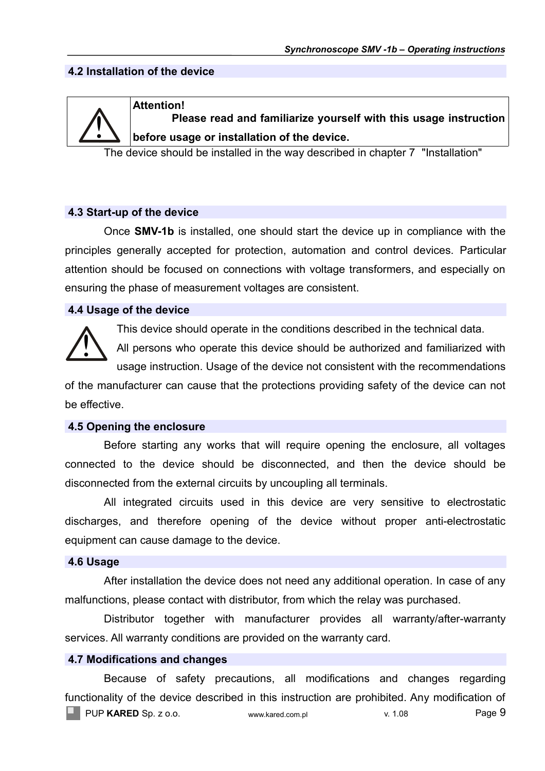## 4.2 Installation of the device

| | |
|---|---|
| ⚠ | **Attention!** **Please read and familiarize yourself with this usage instruction before usage or installation of the device.** |

The device should be installed in the way described in chapter 7 "Installation"

## 4.3 Start-up of the device

Once **SMV-1b** is installed, one should start the device up in compliance with the principles generally accepted for protection, automation and control devices. Particular attention should be focused on connections with voltage transformers, and especially on ensuring the phase of measurement voltages are consistent.

## 4.4 Usage of the device

This device should operate in the conditions described in the technical data. All persons who operate this device should be authorized and familiarized with usage instruction. Usage of the device not consistent with the recommendations of the manufacturer can cause that the protections providing safety of the device can not be effective.

## 4.5 Opening the enclosure

Before starting any works that will require opening the enclosure, all voltages connected to the device should be disconnected, and then the device should be disconnected from the external circuits by uncoupling all terminals.

All integrated circuits used in this device are very sensitive to electrostatic discharges, and therefore opening of the device without proper anti-electrostatic equipment can cause damage to the device.

## 4.6 Usage

After installation the device does not need any additional operation. In case of any malfunctions, please contact with distributor, from which the relay was purchased.

Distributor together with manufacturer provides all warranty/after-warranty services. All warranty conditions are provided on the warranty card.

## 4.7 Modifications and changes

Because of safety precautions, all modifications and changes regarding functionality of the device described in this instruction are prohibited. Any modification of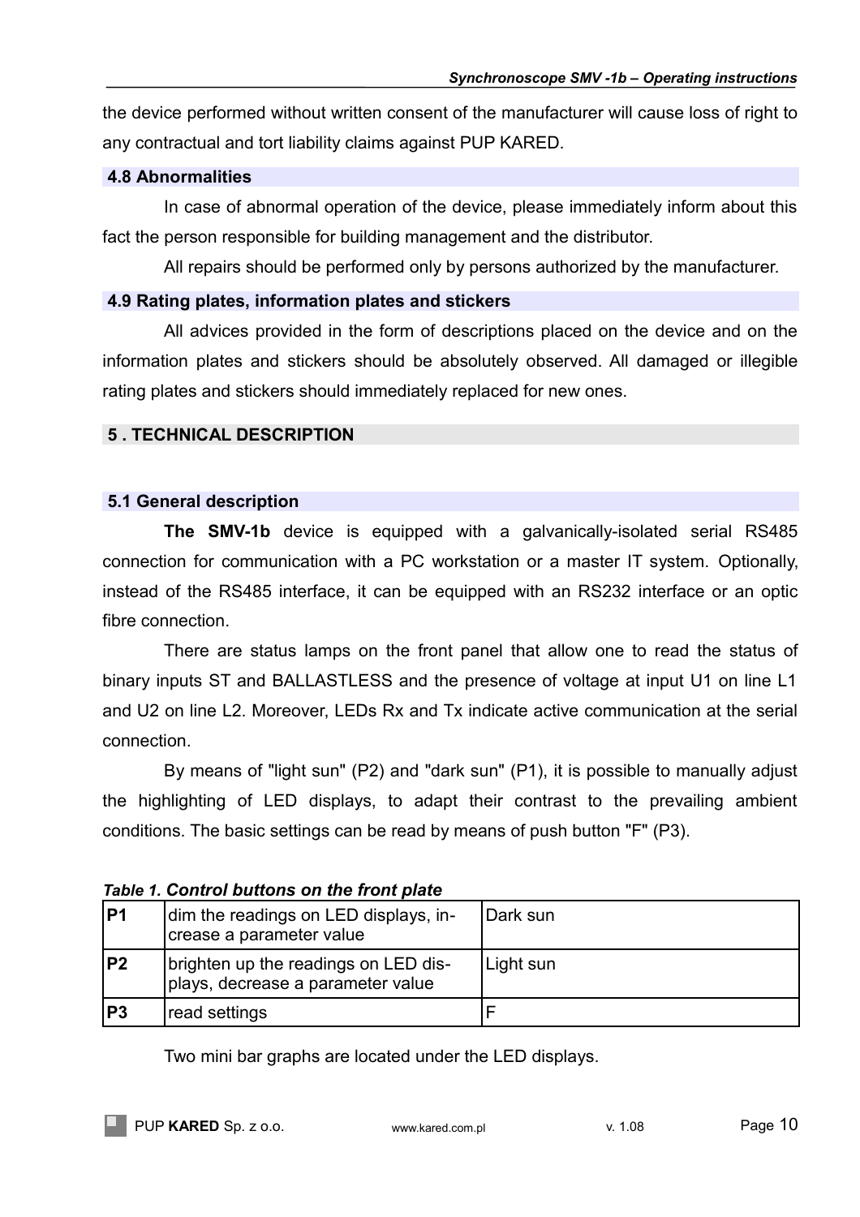the device performed without written consent of the manufacturer will cause loss of right to any contractual and tort liability claims against PUP KARED.

### 4.8 Abnormalities

In case of abnormal operation of the device, please immediately inform about this fact the person responsible for building management and the distributor.

All repairs should be performed only by persons authorized by the manufacturer.

### 4.9 Rating plates, information plates and stickers

All advices provided in the form of descriptions placed on the device and on the information plates and stickers should be absolutely observed. All damaged or illegible rating plates and stickers should immediately replaced for new ones.

## 5 . TECHNICAL DESCRIPTION

### 5.1 General description

**The SMV-1b** device is equipped with a galvanically-isolated serial RS485 connection for communication with a PC workstation or a master IT system. Optionally, instead of the RS485 interface, it can be equipped with an RS232 interface or an optic fibre connection.

There are status lamps on the front panel that allow one to read the status of binary inputs ST and BALLASTLESS and the presence of voltage at input U1 on line L1 and U2 on line L2. Moreover, LEDs Rx and Tx indicate active communication at the serial connection.

By means of "light sun" (P2) and "dark sun" (P1), it is possible to manually adjust the highlighting of LED displays, to adapt their contrast to the prevailing ambient conditions. The basic settings can be read by means of push button "F" (P3).

***Table 1. Control buttons on the front plate***

| | | |
|---|---|---|
| **P1** | dim the readings on LED displays, increase a parameter value | Dark sun |
| **P2** | brighten up the readings on LED displays, decrease a parameter value | Light sun |
| **P3** | read settings | F |

Two mini bar graphs are located under the LED displays.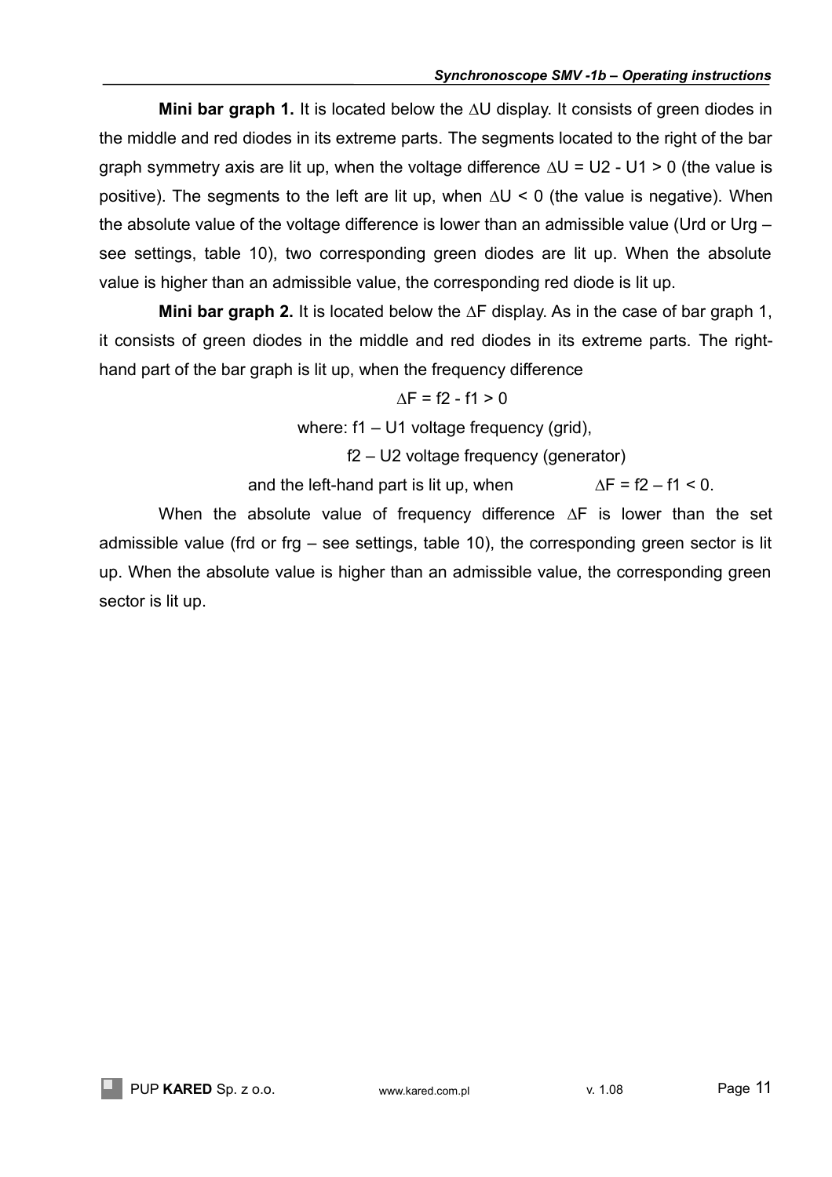**Mini bar graph 1.** It is located below the $\Delta U$ display. It consists of green diodes in the middle and red diodes in its extreme parts. The segments located to the right of the bar graph symmetry axis are lit up, when the voltage difference $\Delta U = U2 - U1 > 0$ (the value is positive). The segments to the left are lit up, when $\Delta U < 0$ (the value is negative). When the absolute value of the voltage difference is lower than an admissible value (Urd or Urg – see settings, table 10), two corresponding green diodes are lit up. When the absolute value is higher than an admissible value, the corresponding red diode is lit up.

**Mini bar graph 2.** It is located below the $\Delta F$ display. As in the case of bar graph 1, it consists of green diodes in the middle and red diodes in its extreme parts. The right-hand part of the bar graph is lit up, when the frequency difference

$$\Delta F = f2 - f1 > 0$$

where: f1 – U1 voltage frequency (grid),

f2 – U2 voltage frequency (generator)

and the left-hand part is lit up, when $\Delta F = f2 - f1 < 0$.

When the absolute value of frequency difference $\Delta F$ is lower than the set admissible value (frd or frg – see settings, table 10), the corresponding green sector is lit up. When the absolute value is higher than an admissible value, the corresponding green sector is lit up.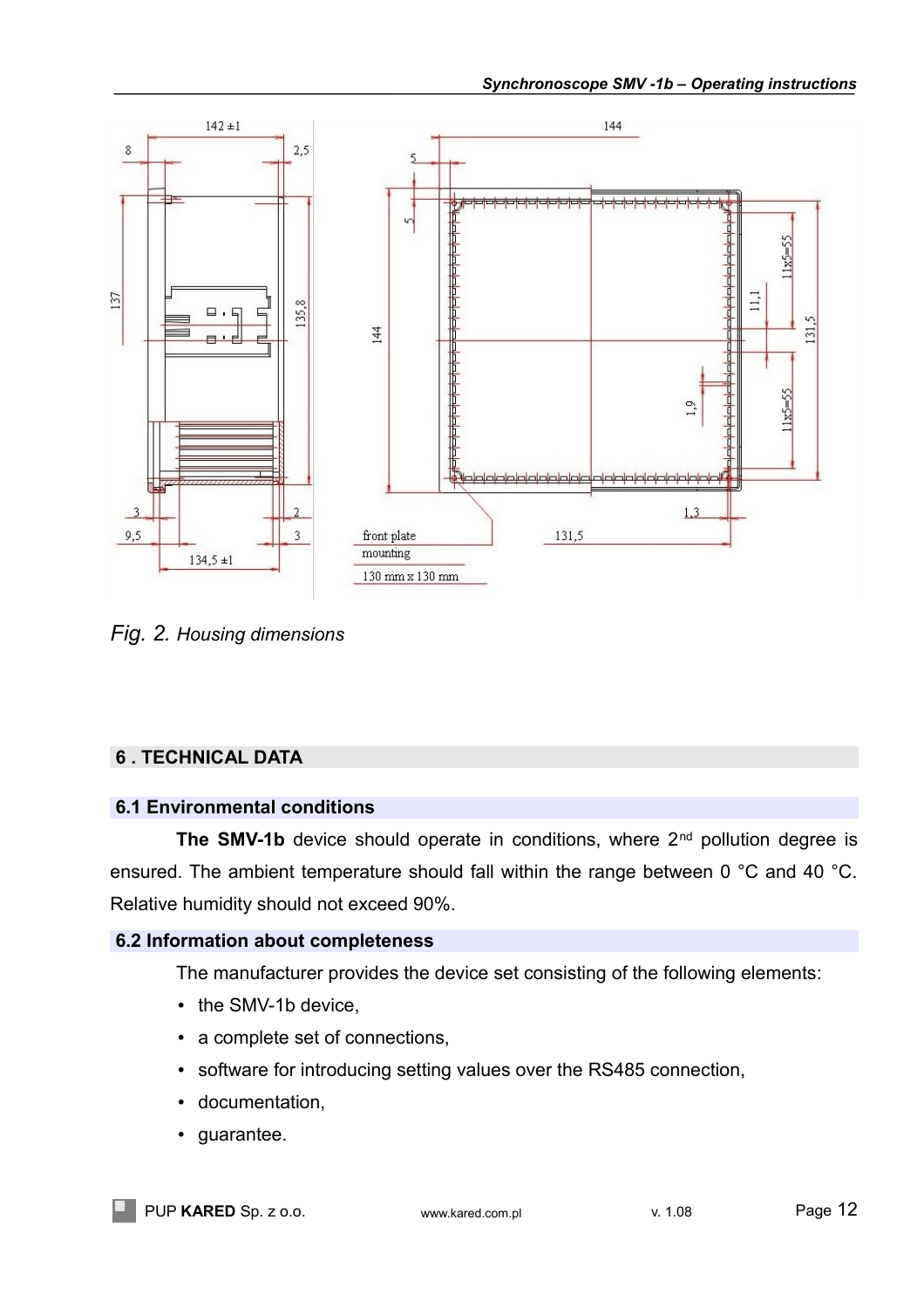*Fig. 2. Housing dimensions*

## 6 . TECHNICAL DATA

### 6.1 Environmental conditions

**The SMV-1b** device should operate in conditions, where 2nd pollution degree is ensured. The ambient temperature should fall within the range between 0 °C and 40 °C. Relative humidity should not exceed 90%.

### 6.2 Information about completeness

The manufacturer provides the device set consisting of the following elements:

- the SMV-1b device,
- a complete set of connections,
- software for introducing setting values over the RS485 connection,
- documentation,
- guarantee.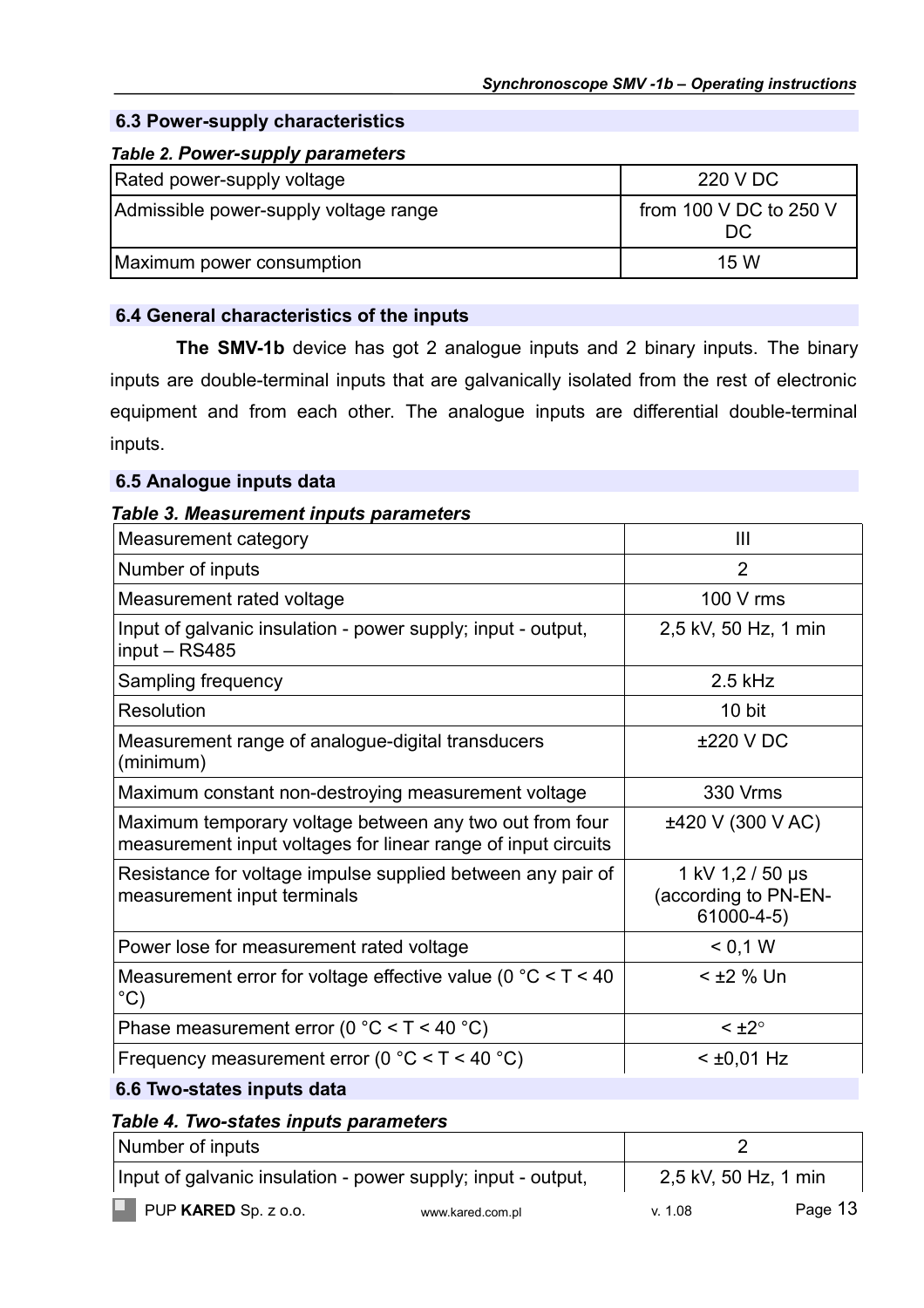## 6.3 Power-supply characteristics

***Table 2. Power-supply parameters***

| | |
|---|---|
| Rated power-supply voltage | 220 V DC |
| Admissible power-supply voltage range | from 100 V DC to 250 V DC |
| Maximum power consumption | 15 W |

## 6.4 General characteristics of the inputs

**The SMV-1b** device has got 2 analogue inputs and 2 binary inputs. The binary inputs are double-terminal inputs that are galvanically isolated from the rest of electronic equipment and from each other. The analogue inputs are differential double-terminal inputs.

## 6.5 Analogue inputs data

***Table 3. Measurement inputs parameters***

| | |
|---|---|
| Measurement category | III |
| Number of inputs | 2 |
| Measurement rated voltage | 100 V rms |
| Input of galvanic insulation - power supply; input - output, input – RS485 | 2,5 kV, 50 Hz, 1 min |
| Sampling frequency | 2.5 kHz |
| Resolution | 10 bit |
| Measurement range of analogue-digital transducers (minimum) | ±220 V DC |
| Maximum constant non-destroying measurement voltage | 330 Vrms |
| Maximum temporary voltage between any two out from four measurement input voltages for linear range of input circuits | ±420 V (300 V AC) |
| Resistance for voltage impulse supplied between any pair of measurement input terminals | 1 kV 1,2 / 50 μs (according to PN-EN-61000-4-5) |
| Power lose for measurement rated voltage | < 0,1 W |
| Measurement error for voltage effective value (0 °C < T < 40 °C) | < ±2 % Un |
| Phase measurement error (0 °C < T < 40 °C) | < ±2° |
| Frequency measurement error (0 °C < T < 40 °C) | < ±0,01 Hz |

## 6.6 Two-states inputs data

***Table 4. Two-states inputs parameters***

| | |
|---|---|
| Number of inputs | 2 |
| Input of galvanic insulation - power supply; input - output, | 2,5 kV, 50 Hz, 1 min |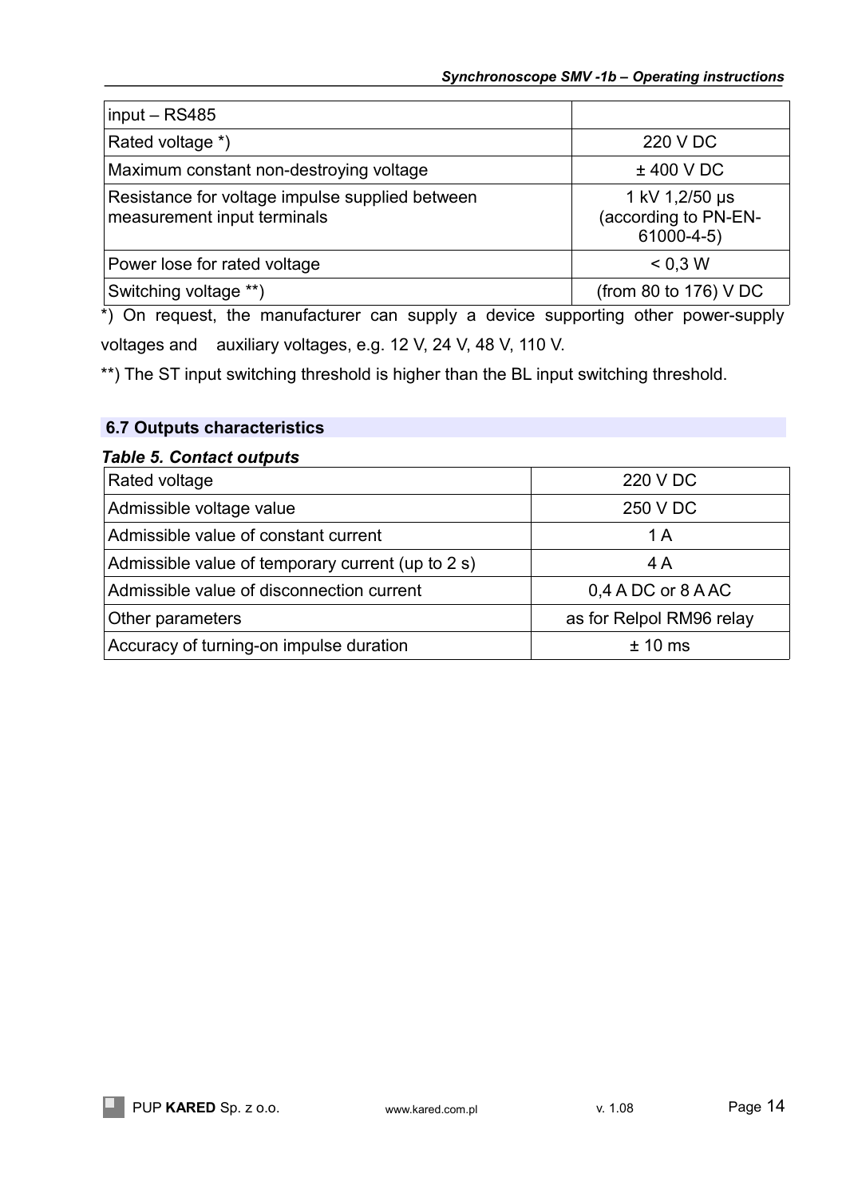| input – RS485 | |
|---|---|
| Rated voltage *) | 220 V DC |
| Maximum constant non-destroying voltage | ± 400 V DC |
| Resistance for voltage impulse supplied between measurement input terminals | 1 kV 1,2/50 μs (according to PN-EN-61000-4-5) |
| Power lose for rated voltage | < 0,3 W |
| Switching voltage **) | (from 80 to 176) V DC |

*) On request, the manufacturer can supply a device supporting other power-supply voltages and auxiliary voltages, e.g. 12 V, 24 V, 48 V, 110 V.

**) The ST input switching threshold is higher than the BL input switching threshold.

## 6.7 Outputs characteristics

***Table 5. Contact outputs***

| Rated voltage | 220 V DC |
|---|---|
| Admissible voltage value | 250 V DC |
| Admissible value of constant current | 1 A |
| Admissible value of temporary current (up to 2 s) | 4 A |
| Admissible value of disconnection current | 0,4 A DC or 8 A AC |
| Other parameters | as for Relpol RM96 relay |
| Accuracy of turning-on impulse duration | ± 10 ms |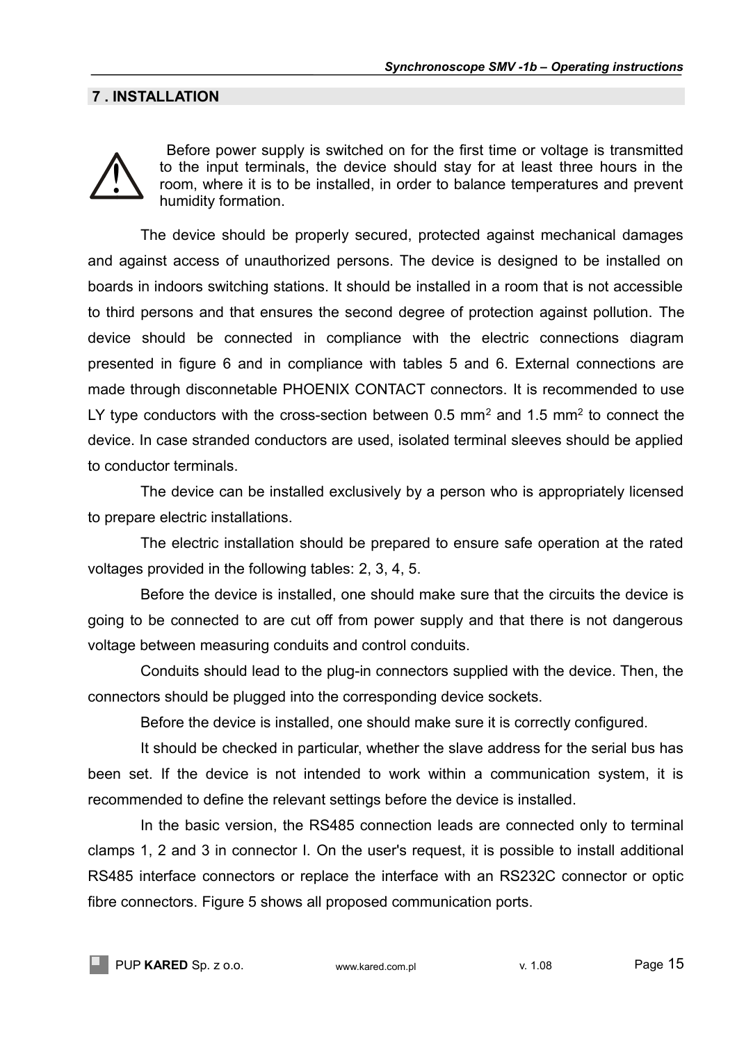## 7 . INSTALLATION

Before power supply is switched on for the first time or voltage is transmitted to the input terminals, the device should stay for at least three hours in the room, where it is to be installed, in order to balance temperatures and prevent humidity formation.

The device should be properly secured, protected against mechanical damages and against access of unauthorized persons. The device is designed to be installed on boards in indoors switching stations. It should be installed in a room that is not accessible to third persons and that ensures the second degree of protection against pollution. The device should be connected in compliance with the electric connections diagram presented in figure 6 and in compliance with tables 5 and 6. External connections are made through disconnetable PHOENIX CONTACT connectors. It is recommended to use LY type conductors with the cross-section between 0.5 $mm^2$ and 1.5 $mm^2$ to connect the device. In case stranded conductors are used, isolated terminal sleeves should be applied to conductor terminals.

The device can be installed exclusively by a person who is appropriately licensed to prepare electric installations.

The electric installation should be prepared to ensure safe operation at the rated voltages provided in the following tables: 2, 3, 4, 5.

Before the device is installed, one should make sure that the circuits the device is going to be connected to are cut off from power supply and that there is not dangerous voltage between measuring conduits and control conduits.

Conduits should lead to the plug-in connectors supplied with the device. Then, the connectors should be plugged into the corresponding device sockets.

Before the device is installed, one should make sure it is correctly configured.

It should be checked in particular, whether the slave address for the serial bus has been set. If the device is not intended to work within a communication system, it is recommended to define the relevant settings before the device is installed.

In the basic version, the RS485 connection leads are connected only to terminal clamps 1, 2 and 3 in connector I. On the user's request, it is possible to install additional RS485 interface connectors or replace the interface with an RS232C connector or optic fibre connectors. Figure 5 shows all proposed communication ports.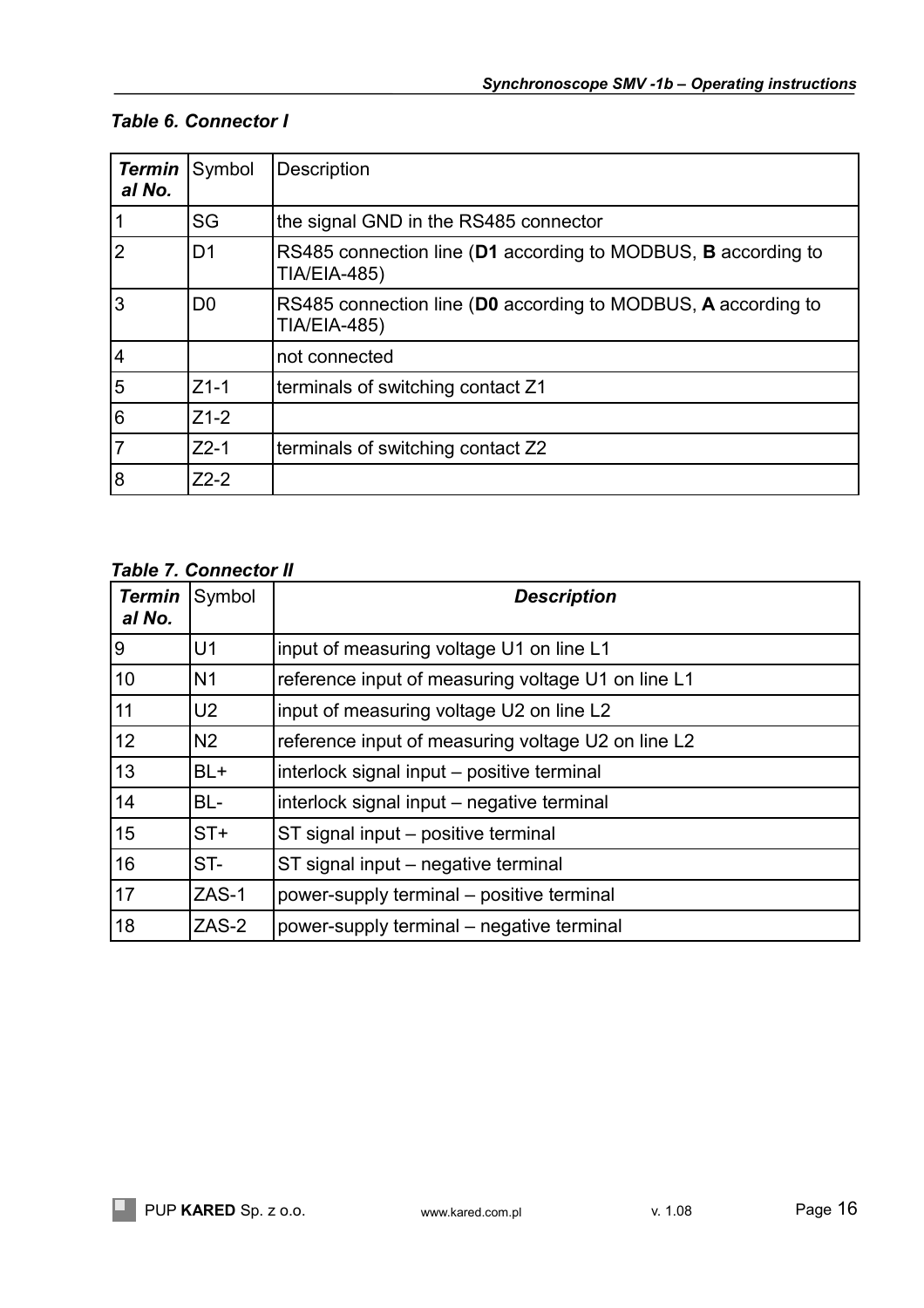***Table 6. Connector I***

| ***Terminal No.*** | Symbol | Description |
|---|---|---|
| 1 | SG | the signal GND in the RS485 connector |
| 2 | D1 | RS485 connection line (**D1** according to MODBUS, **B** according to TIA/EIA-485) |
| 3 | D0 | RS485 connection line (**D0** according to MODBUS, **A** according to TIA/EIA-485) |
| 4 | | not connected |
| 5 | Z1-1 | terminals of switching contact Z1 |
| 6 | Z1-2 | |
| 7 | Z2-1 | terminals of switching contact Z2 |
| 8 | Z2-2 | |

***Table 7. Connector II***

| ***Terminal No.*** | Symbol | ***Description*** |
|---|---|---|
| 9 | U1 | input of measuring voltage U1 on line L1 |
| 10 | N1 | reference input of measuring voltage U1 on line L1 |
| 11 | U2 | input of measuring voltage U2 on line L2 |
| 12 | N2 | reference input of measuring voltage U2 on line L2 |
| 13 | BL+ | interlock signal input – positive terminal |
| 14 | BL- | interlock signal input – negative terminal |
| 15 | ST+ | ST signal input – positive terminal |
| 16 | ST- | ST signal input – negative terminal |
| 17 | ZAS-1 | power-supply terminal – positive terminal |
| 18 | ZAS-2 | power-supply terminal – negative terminal |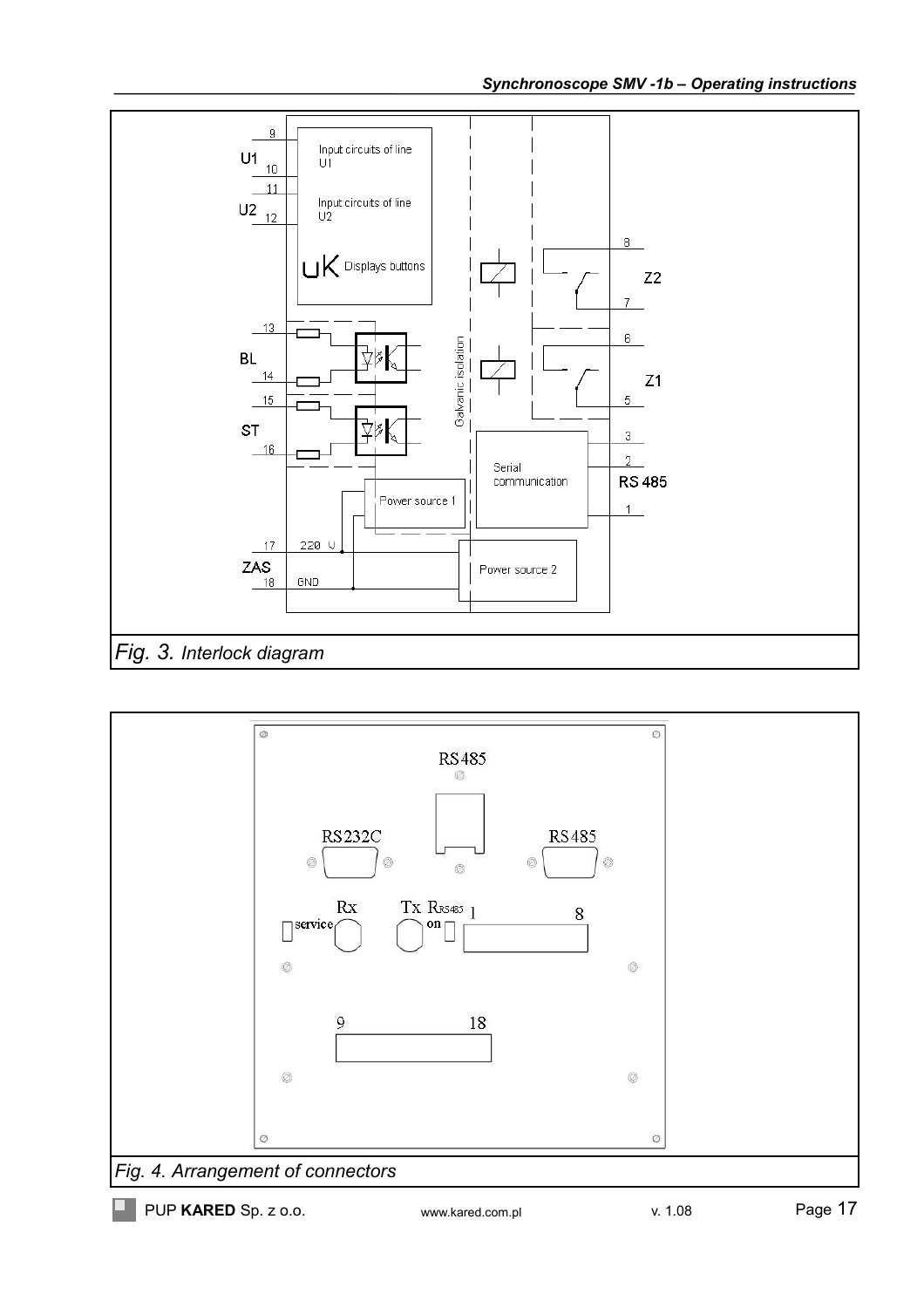Fig. 3. *Interlock diagram*

Fig. 4. *Arrangement of connectors*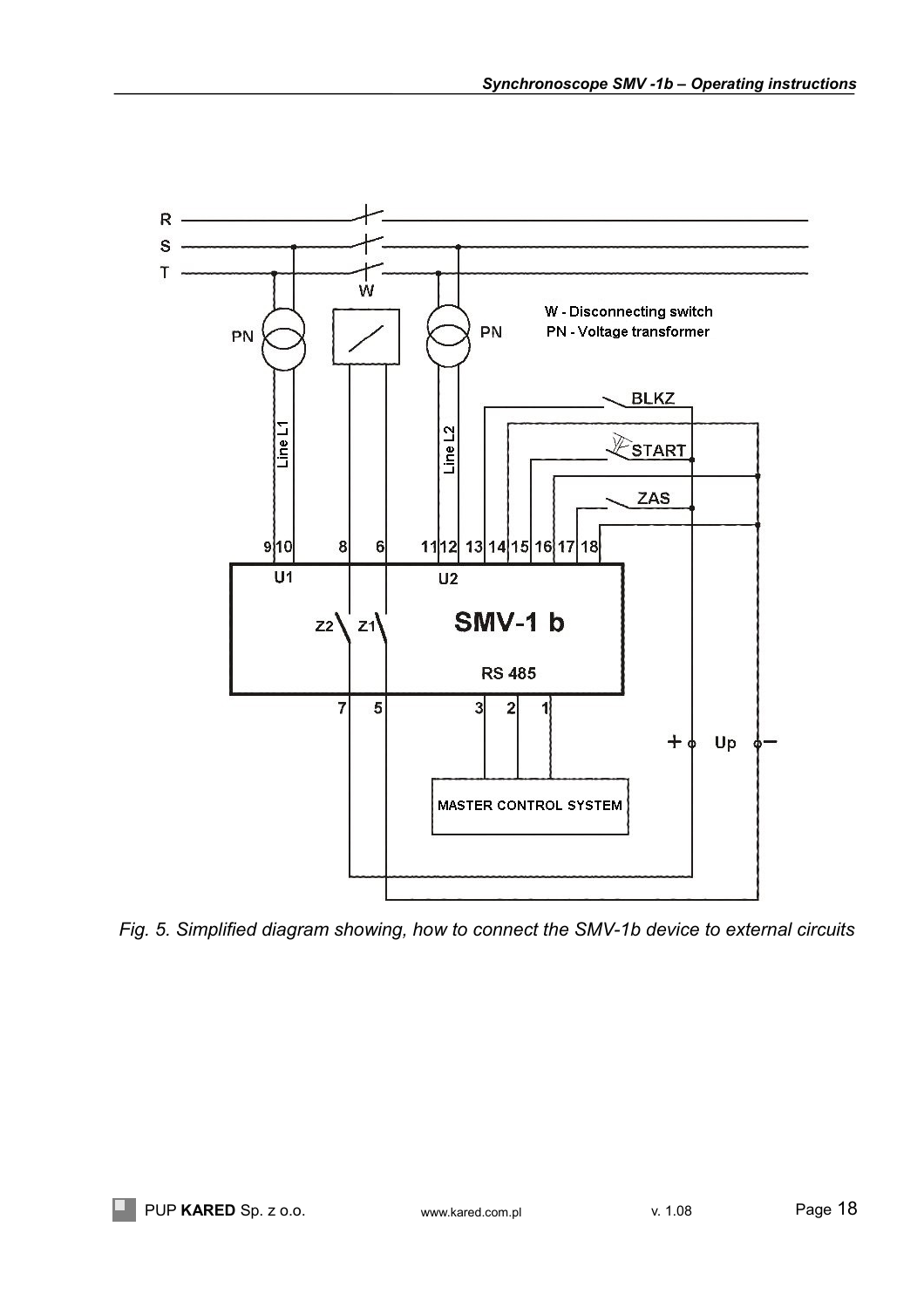*Fig. 5. Simplified diagram showing, how to connect the SMV-1b device to external circuits*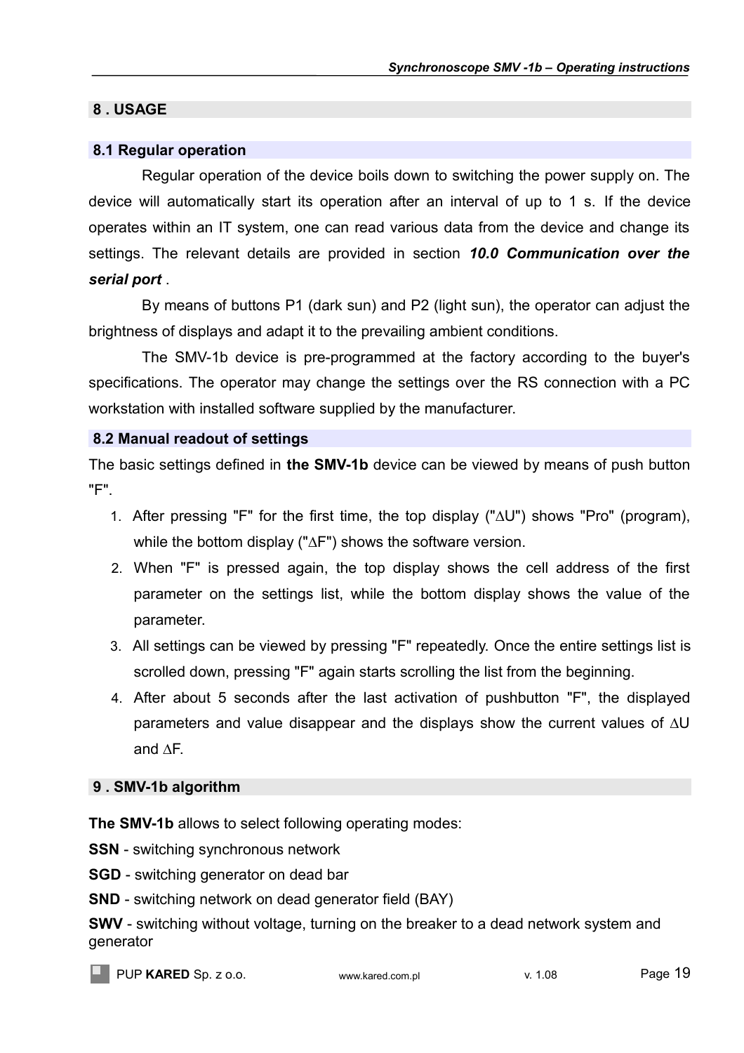## 8 . USAGE

### 8.1 Regular operation

Regular operation of the device boils down to switching the power supply on. The device will automatically start its operation after an interval of up to 1 s. If the device operates within an IT system, one can read various data from the device and change its settings. The relevant details are provided in section ***10.0 Communication over the serial port*** .

By means of buttons P1 (dark sun) and P2 (light sun), the operator can adjust the brightness of displays and adapt it to the prevailing ambient conditions.

The SMV-1b device is pre-programmed at the factory according to the buyer's specifications. The operator may change the settings over the RS connection with a PC workstation with installed software supplied by the manufacturer.

### 8.2 Manual readout of settings

The basic settings defined in **the SMV-1b** device can be viewed by means of push button "F".

1. After pressing "F" for the first time, the top display ("∆U") shows "Pro" (program), while the bottom display ("∆F") shows the software version.
2. When "F" is pressed again, the top display shows the cell address of the first parameter on the settings list, while the bottom display shows the value of the parameter.
3. All settings can be viewed by pressing "F" repeatedly. Once the entire settings list is scrolled down, pressing "F" again starts scrolling the list from the beginning.
4. After about 5 seconds after the last activation of pushbutton "F", the displayed parameters and value disappear and the displays show the current values of ∆U and ∆F.

## 9 . SMV-1b algorithm

**The SMV-1b** allows to select following operating modes:

**SSN** - switching synchronous network

**SGD** - switching generator on dead bar

**SND** - switching network on dead generator field (BAY)

**SWV** - switching without voltage, turning on the breaker to a dead network system and generator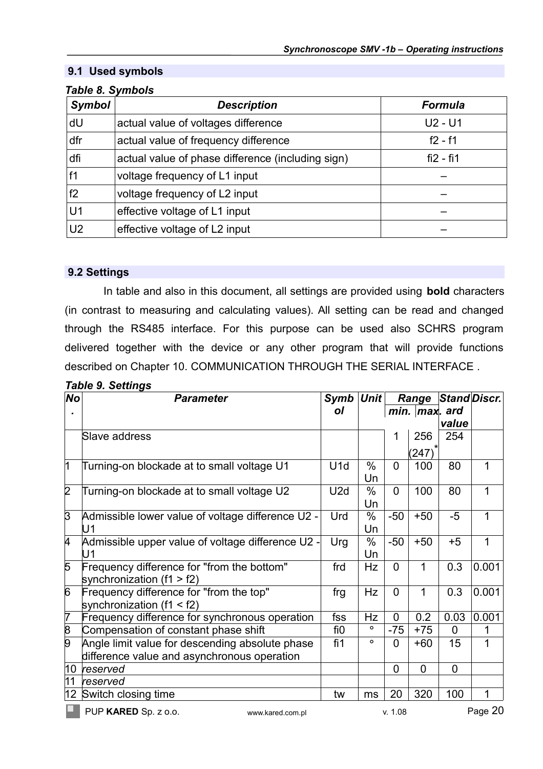## 9.1 Used symbols

***Table 8. Symbols***

| Symbol | Description | Formula |
|---|---|---|
| dU | actual value of voltages difference | U2 - U1 |
| dfr | actual value of frequency difference | f2 - f1 |
| dfi | actual value of phase difference (including sign) | fi2 - fi1 |
| f1 | voltage frequency of L1 input | – |
| f2 | voltage frequency of L2 input | – |
| U1 | effective voltage of L1 input | – |
| U2 | effective voltage of L2 input | – |

## 9.2 Settings

In table and also in this document, all settings are provided using **bold** characters (in contrast to measuring and calculating values). All setting can be read and changed through the RS485 interface. For this purpose can be used also SCHRS program delivered together with the device or any other program that will provide functions described on Chapter 10. COMMUNICATION THROUGH THE SERIAL INTERFACE .

***Table 9. Settings***

| No. | Parameter | Symbol | Unit | Range | | Standard value | Discr. |
|---|---|---|---|---|---|---|---|
| | | | | min. | max. | | |
| | Slave address | | | 1 | 256 (247)* | 254 | |
| 1 | Turning-on blockade at to small voltage U1 | U1d | % Un | 0 | 100 | 80 | 1 |
| 2 | Turning-on blockade at to small voltage U2 | U2d | % Un | 0 | 100 | 80 | 1 |
| 3 | Admissible lower value of voltage difference U2 - U1 | Urd | % Un | -50 | +50 | -5 | 1 |
| 4 | Admissible upper value of voltage difference U2 - U1 | Urg | % Un | -50 | +50 | +5 | 1 |
| 5 | Frequency difference for "from the bottom" synchronization (f1 > f2) | frd | Hz | 0 | 1 | 0.3 | 0.001 |
| 6 | Frequency difference for "from the top" synchronization (f1 < f2) | frg | Hz | 0 | 1 | 0.3 | 0.001 |
| 7 | Frequency difference for synchronous operation | fss | Hz | 0 | 0.2 | 0.03 | 0.001 |
| 8 | Compensation of constant phase shift | fi0 | ° | -75 | +75 | 0 | 1 |
| 9 | Angle limit value for descending absolute phase difference value and asynchronous operation | fi1 | ° | 0 | +60 | 15 | 1 |
| 10 | *reserved* | | | 0 | 0 | 0 | |
| 11 | *reserved* | | | | | | |
| 12 | Switch closing time | tw | ms | 20 | 320 | 100 | 1 |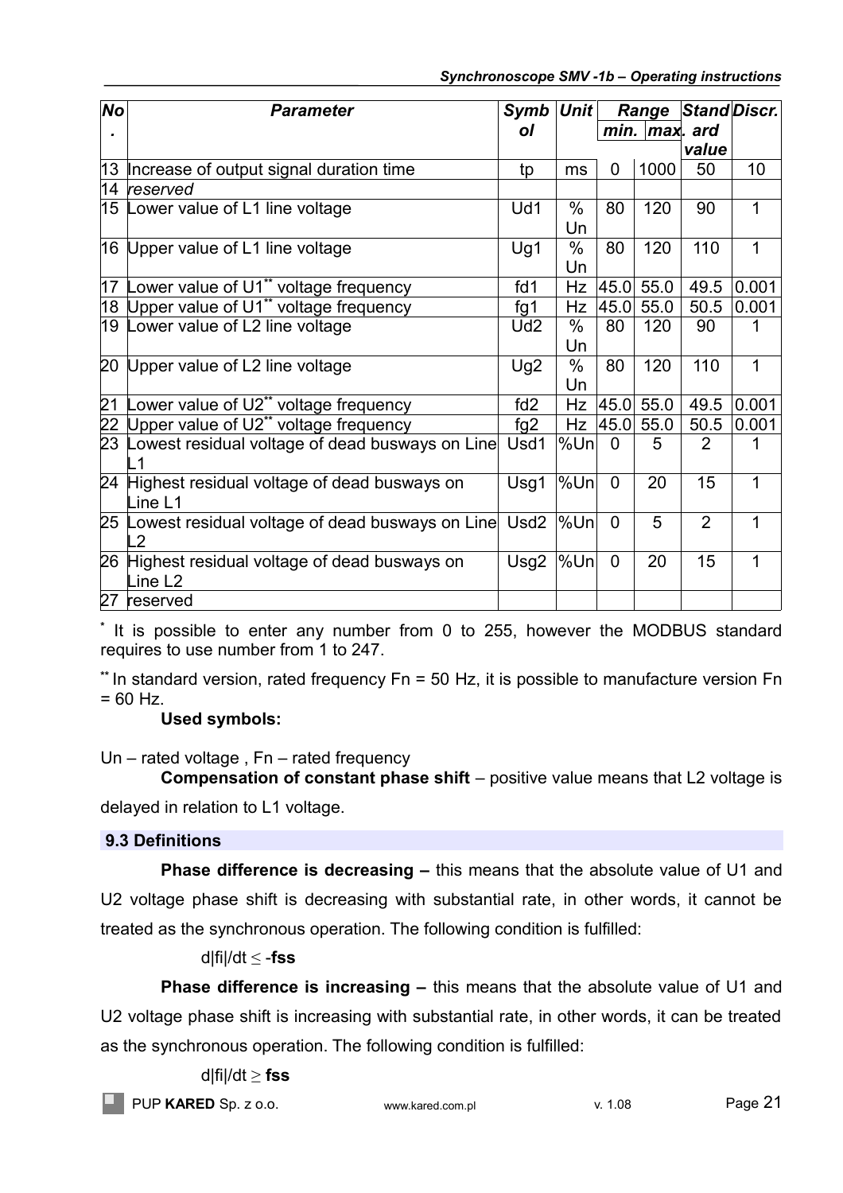| No. | Parameter | Symbol | Unit | Range | | Standard value | Discr. |
|---|---|---|---|---|---|---|---|
| | | | | min. | max. | | |
| 13 | Increase of output signal duration time | tp | ms | 0 | 1000 | 50 | 10 |
| 14 | *reserved* | | | | | | |
| 15 | Lower value of L1 line voltage | Ud1 | % Un | 80 | 120 | 90 | 1 |
| 16 | Upper value of L1 line voltage | Ug1 | % Un | 80 | 120 | 110 | 1 |
| 17 | Lower value of U1** voltage frequency | fd1 | Hz | 45.0 | 55.0 | 49.5 | 0.001 |
| 18 | Upper value of U1** voltage frequency | fg1 | Hz | 45.0 | 55.0 | 50.5 | 0.001 |
| 19 | Lower value of L2 line voltage | Ud2 | % Un | 80 | 120 | 90 | 1 |
| 20 | Upper value of L2 line voltage | Ug2 | % Un | 80 | 120 | 110 | 1 |
| 21 | Lower value of U2** voltage frequency | fd2 | Hz | 45.0 | 55.0 | 49.5 | 0.001 |
| 22 | Upper value of U2** voltage frequency | fg2 | Hz | 45.0 | 55.0 | 50.5 | 0.001 |
| 23 | Lowest residual voltage of dead busways on Line L1 | Usd1 | %Un | 0 | 5 | 2 | 1 |
| 24 | Highest residual voltage of dead busways on Line L1 | Usg1 | %Un | 0 | 20 | 15 | 1 |
| 25 | Lowest residual voltage of dead busways on Line L2 | Usd2 | %Un | 0 | 5 | 2 | 1 |
| 26 | Highest residual voltage of dead busways on Line L2 | Usg2 | %Un | 0 | 20 | 15 | 1 |
| 27 | reserved | | | | | | |

* It is possible to enter any number from 0 to 255, however the MODBUS standard requires to use number from 1 to 247.

** In standard version, rated frequency Fn = 50 Hz, it is possible to manufacture version Fn = 60 Hz.

**Used symbols:**

Un – rated voltage , Fn – rated frequency

**Compensation of constant phase shift** – positive value means that L2 voltage is delayed in relation to L1 voltage.

### 9.3 Definitions

**Phase difference is decreasing –** this means that the absolute value of U1 and U2 voltage phase shift is decreasing with substantial rate, in other words, it cannot be treated as the synchronous operation. The following condition is fulfilled:

$d|fi|/dt \leq -\mathbf{fss}$

**Phase difference is increasing –** this means that the absolute value of U1 and U2 voltage phase shift is increasing with substantial rate, in other words, it can be treated as the synchronous operation. The following condition is fulfilled:

$d|fi|/dt \geq \mathbf{fss}$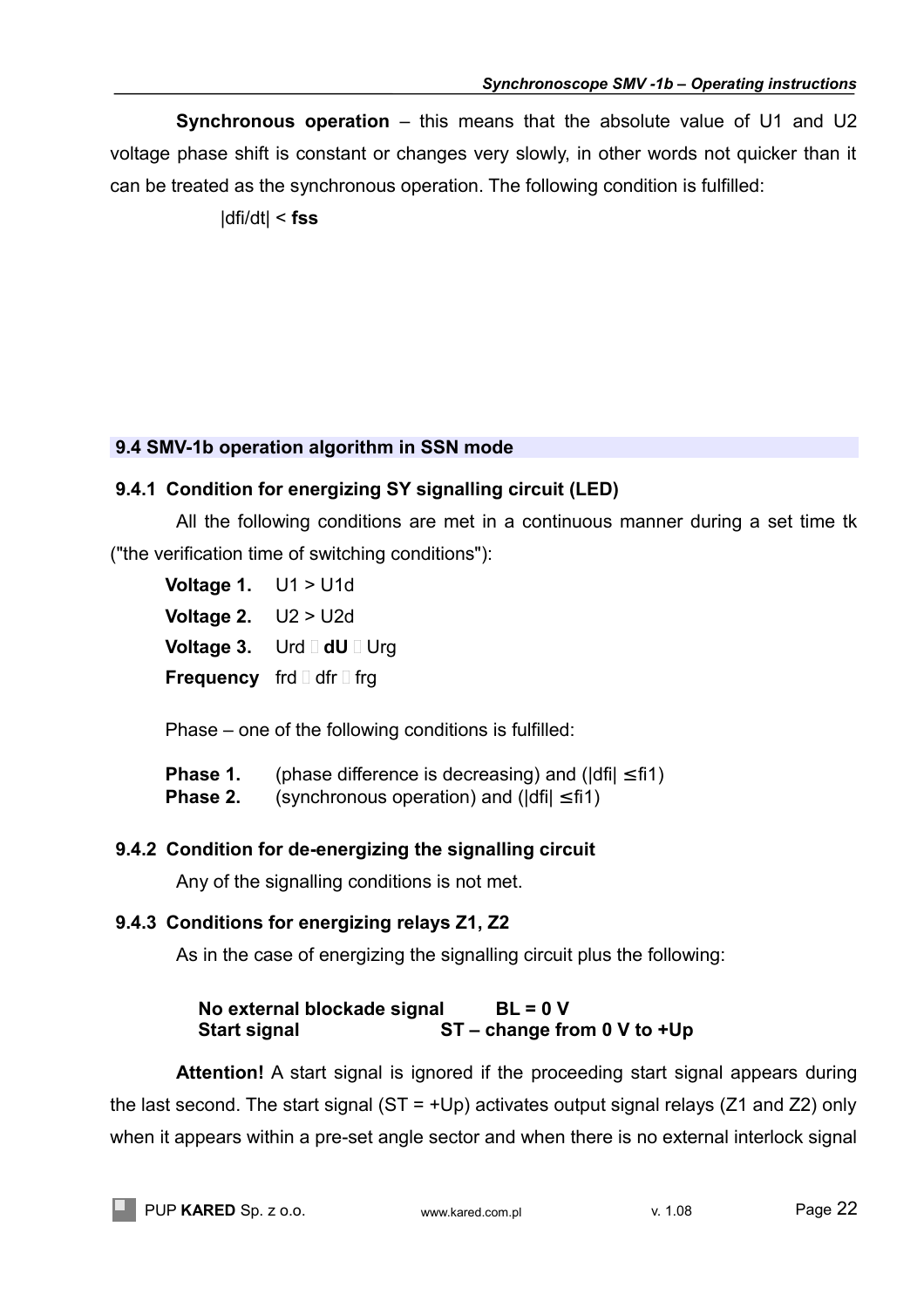**Synchronous operation** – this means that the absolute value of U1 and U2 voltage phase shift is constant or changes very slowly, in other words not quicker than it can be treated as the synchronous operation. The following condition is fulfilled:

|dfi/dt| < **fss**

## 9.4 SMV-1b operation algorithm in SSN mode

### 9.4.1 Condition for energizing SY signalling circuit (LED)

All the following conditions are met in a continuous manner during a set time tk ("the verification time of switching conditions"):

**Voltage 1.** U1 > U1d

**Voltage 2.** U2 > U2d

**Voltage 3.** Urd  **dU**  Urg

**Frequency** frd  dfr  frg

Phase – one of the following conditions is fulfilled:

**Phase 1.** (phase difference is decreasing) and (|dfi| ≤fi1)
**Phase 2.** (synchronous operation) and (|dfi| ≤fi1)

### 9.4.2 Condition for de-energizing the signalling circuit

Any of the signalling conditions is not met.

### 9.4.3 Conditions for energizing relays Z1, Z2

As in the case of energizing the signalling circuit plus the following:

**No external blockade signal BL = 0 V**
**Start signal ST – change from 0 V to +Up**

**Attention!** A start signal is ignored if the proceeding start signal appears during the last second. The start signal (ST = +Up) activates output signal relays (Z1 and Z2) only when it appears within a pre-set angle sector and when there is no external interlock signal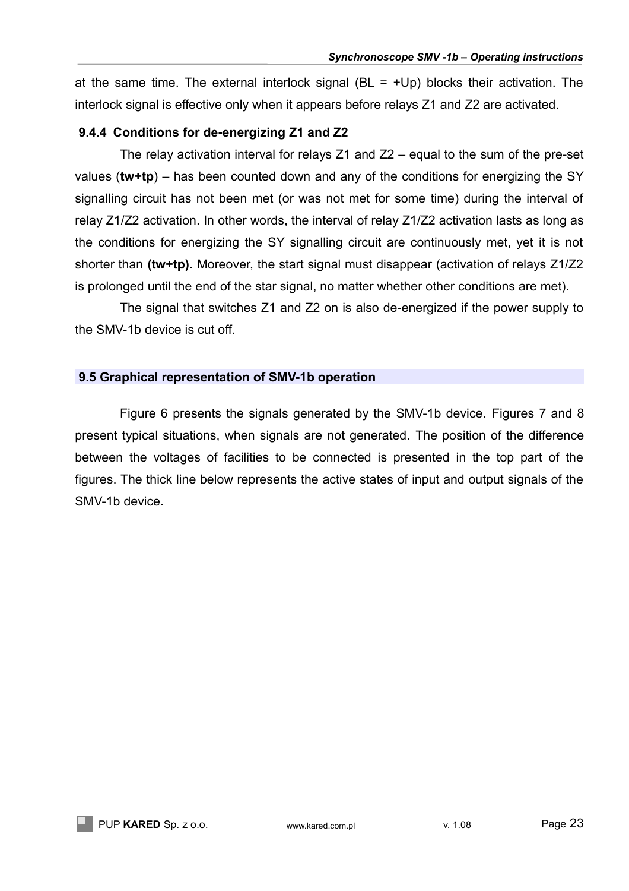at the same time. The external interlock signal (BL = +Up) blocks their activation. The interlock signal is effective only when it appears before relays Z1 and Z2 are activated.

### 9.4.4 Conditions for de-energizing Z1 and Z2

The relay activation interval for relays Z1 and Z2 – equal to the sum of the pre-set values (**tw+tp**) – has been counted down and any of the conditions for energizing the SY signalling circuit has not been met (or was not met for some time) during the interval of relay Z1/Z2 activation. In other words, the interval of relay Z1/Z2 activation lasts as long as the conditions for energizing the SY signalling circuit are continuously met, yet it is not shorter than **(tw+tp)**. Moreover, the start signal must disappear (activation of relays Z1/Z2 is prolonged until the end of the star signal, no matter whether other conditions are met).

The signal that switches Z1 and Z2 on is also de-energized if the power supply to the SMV-1b device is cut off.

## 9.5 Graphical representation of SMV-1b operation

Figure 6 presents the signals generated by the SMV-1b device. Figures 7 and 8 present typical situations, when signals are not generated. The position of the difference between the voltages of facilities to be connected is presented in the top part of the figures. The thick line below represents the active states of input and output signals of the SMV-1b device.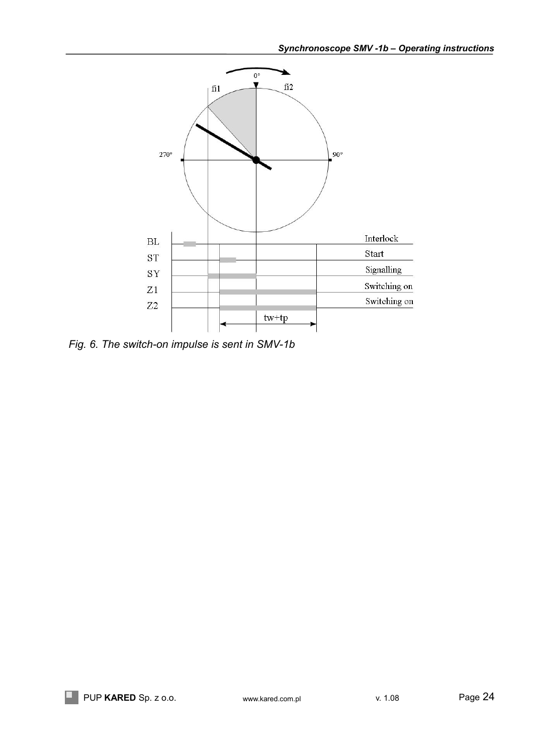Fig. 6. The switch-on impulse is sent in SMV-1b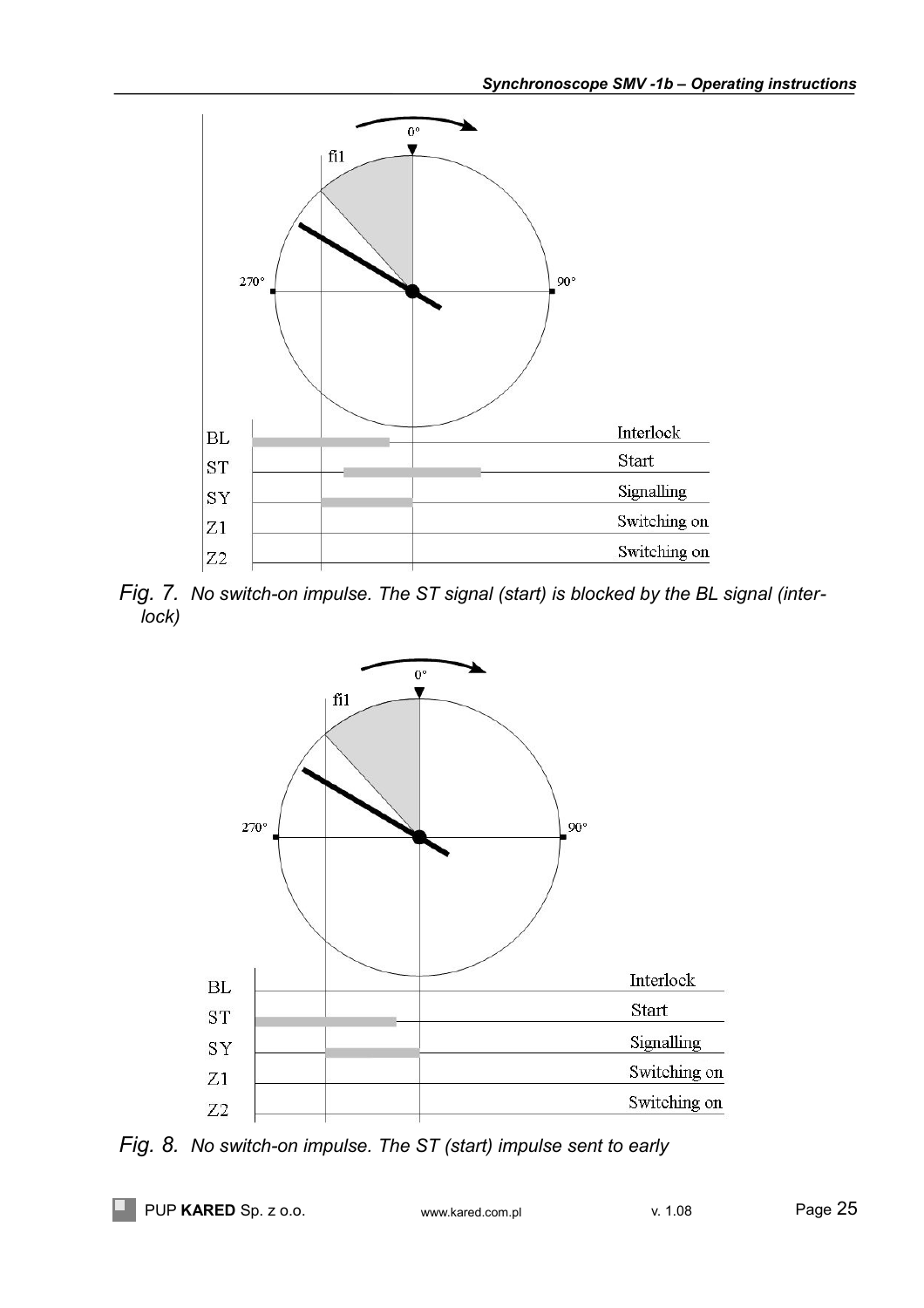*Fig. 7. No switch-on impulse. The ST signal (start) is blocked by the BL signal (interlock)*

*Fig. 8. No switch-on impulse. The ST (start) impulse sent to early*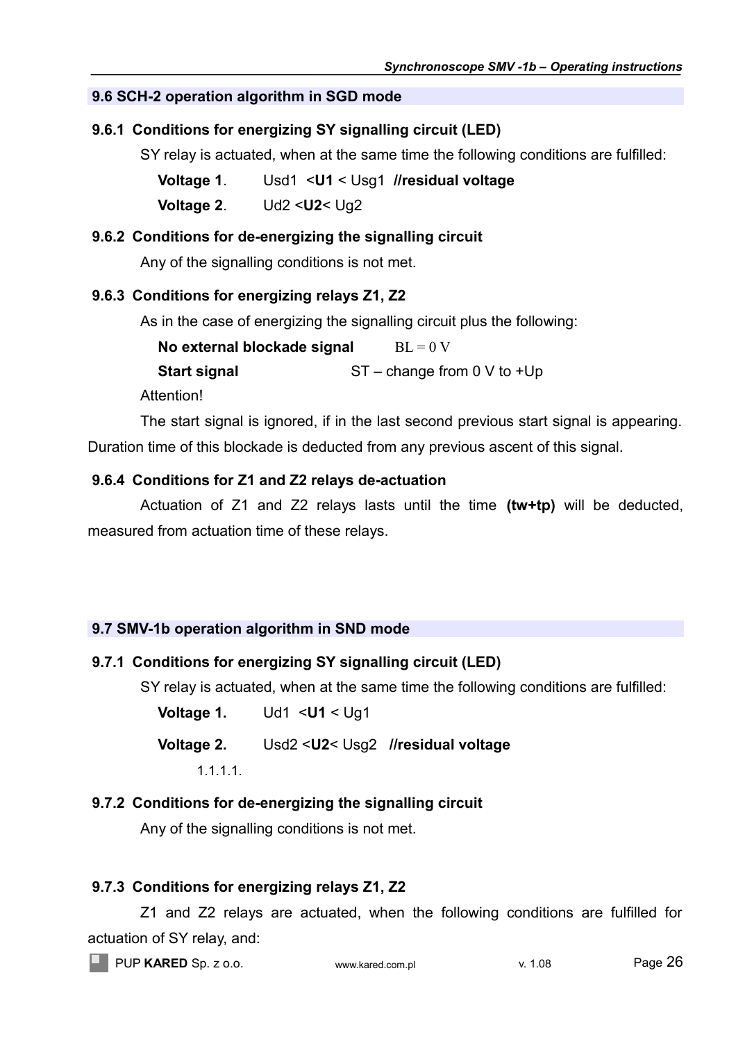## 9.6 SCH-2 operation algorithm in SGD mode

### 9.6.1 Conditions for energizing SY signalling circuit (LED)

SY relay is actuated, when at the same time the following conditions are fulfilled:

**Voltage 1**. Usd1 <**U1** < Usg1 **//residual voltage**

**Voltage 2**. Ud2 <**U2**< Ug2

### 9.6.2 Conditions for de-energizing the signalling circuit

Any of the signalling conditions is not met.

### 9.6.3 Conditions for energizing relays Z1, Z2

As in the case of energizing the signalling circuit plus the following:

**No external blockade signal** BL = 0 V

**Start signal** ST – change from 0 V to +Up

Attention!

The start signal is ignored, if in the last second previous start signal is appearing. Duration time of this blockade is deducted from any previous ascent of this signal.

### 9.6.4 Conditions for Z1 and Z2 relays de-actuation

Actuation of Z1 and Z2 relays lasts until the time **(tw+tp)** will be deducted, measured from actuation time of these relays.

## 9.7 SMV-1b operation algorithm in SND mode

### 9.7.1 Conditions for energizing SY signalling circuit (LED)

SY relay is actuated, when at the same time the following conditions are fulfilled:

**Voltage 1.** Ud1 <**U1** < Ug1

**Voltage 2.** Usd2 <**U2**< Usg2 **//residual voltage**

1.1.1.1.

### 9.7.2 Conditions for de-energizing the signalling circuit

Any of the signalling conditions is not met.

### 9.7.3 Conditions for energizing relays Z1, Z2

Z1 and Z2 relays are actuated, when the following conditions are fulfilled for actuation of SY relay, and: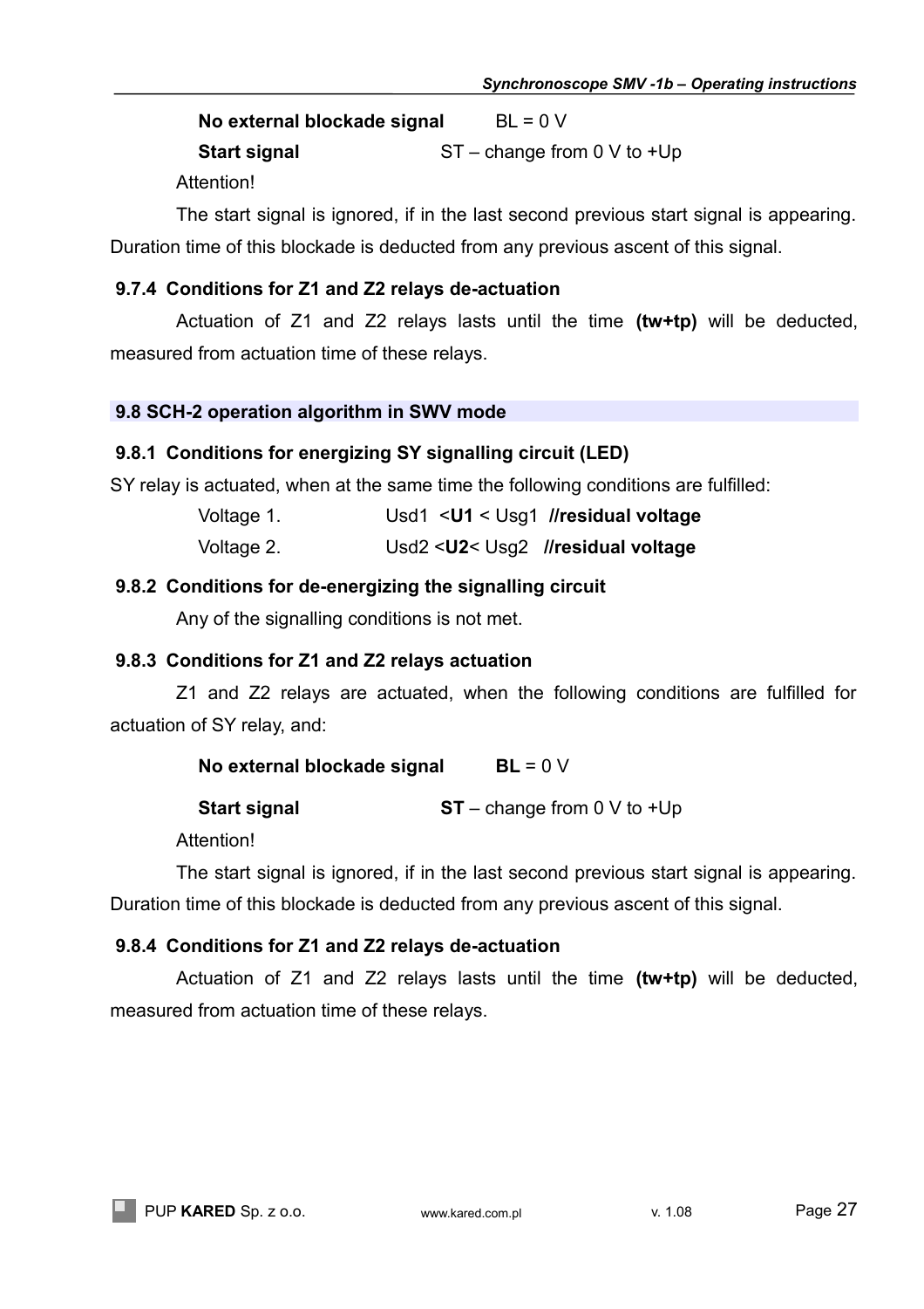**No external blockade signal** BL = 0 V

**Start signal** ST – change from 0 V to +Up

Attention!

The start signal is ignored, if in the last second previous start signal is appearing. Duration time of this blockade is deducted from any previous ascent of this signal.

### 9.7.4 Conditions for Z1 and Z2 relays de-actuation

Actuation of Z1 and Z2 relays lasts until the time **(tw+tp)** will be deducted, measured from actuation time of these relays.

## 9.8 SCH-2 operation algorithm in SWV mode

### 9.8.1 Conditions for energizing SY signalling circuit (LED)

SY relay is actuated, when at the same time the following conditions are fulfilled:

Voltage 1. Usd1 <**U1** < Usg1 **//residual voltage**

Voltage 2. Usd2 <**U2**< Usg2 **//residual voltage**

### 9.8.2 Conditions for de-energizing the signalling circuit

Any of the signalling conditions is not met.

### 9.8.3 Conditions for Z1 and Z2 relays actuation

Z1 and Z2 relays are actuated, when the following conditions are fulfilled for actuation of SY relay, and:

**No external blockade signal** **BL** = 0 V

**Start signal** **ST** – change from 0 V to +Up

Attention!

The start signal is ignored, if in the last second previous start signal is appearing. Duration time of this blockade is deducted from any previous ascent of this signal.

### 9.8.4 Conditions for Z1 and Z2 relays de-actuation

Actuation of Z1 and Z2 relays lasts until the time **(tw+tp)** will be deducted, measured from actuation time of these relays.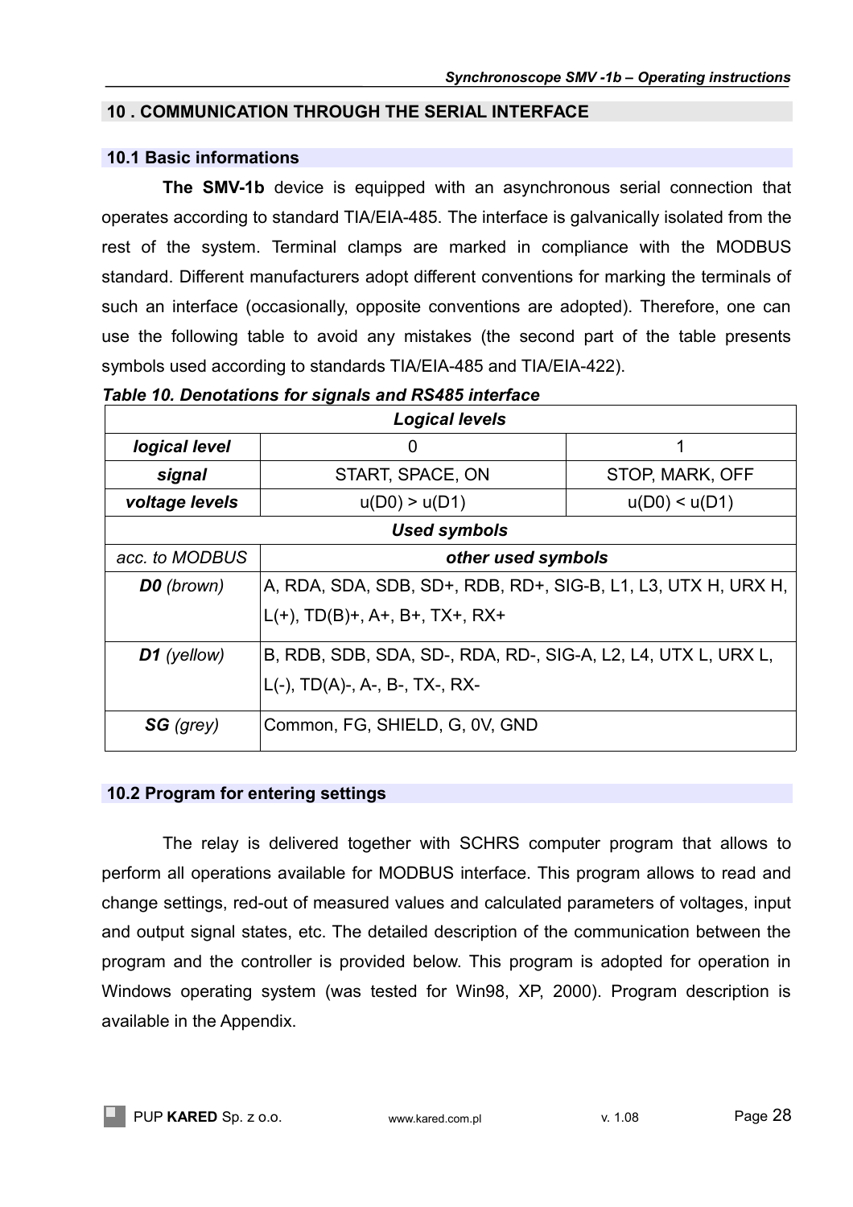## 10 . COMMUNICATION THROUGH THE SERIAL INTERFACE

### 10.1 Basic informations

**The SMV-1b** device is equipped with an asynchronous serial connection that operates according to standard TIA/EIA-485. The interface is galvanically isolated from the rest of the system. Terminal clamps are marked in compliance with the MODBUS standard. Different manufacturers adopt different conventions for marking the terminals of such an interface (occasionally, opposite conventions are adopted). Therefore, one can use the following table to avoid any mistakes (the second part of the table presents symbols used according to standards TIA/EIA-485 and TIA/EIA-422).

***Table 10. Denotations for signals and RS485 interface***

| ***Logical levels*** | | |
|---|---|---|
| ***logical level*** | 0 | 1 |
| ***signal*** | START, SPACE, ON | STOP, MARK, OFF |
| ***voltage levels*** | u(D0) > u(D1) | u(D0) < u(D1) |
| ***Used symbols*** | | |
| *acc. to MODBUS* | ***other used symbols*** | |
| ***D0*** *(brown)* | A, RDA, SDA, SDB, SD+, RDB, RD+, SIG-B, L1, L3, UTX H, URX H, L(+), TD(B)+, A+, B+, TX+, RX+ | |
| ***D1*** *(yellow)* | B, RDB, SDB, SDA, SD-, RDA, RD-, SIG-A, L2, L4, UTX L, URX L, L(-), TD(A)-, A-, B-, TX-, RX- | |
| ***SG*** *(grey)* | Common, FG, SHIELD, G, 0V, GND | |

### 10.2 Program for entering settings

The relay is delivered together with SCHRS computer program that allows to perform all operations available for MODBUS interface. This program allows to read and change settings, red-out of measured values and calculated parameters of voltages, input and output signal states, etc. The detailed description of the communication between the program and the controller is provided below. This program is adopted for operation in Windows operating system (was tested for Win98, XP, 2000). Program description is available in the Appendix.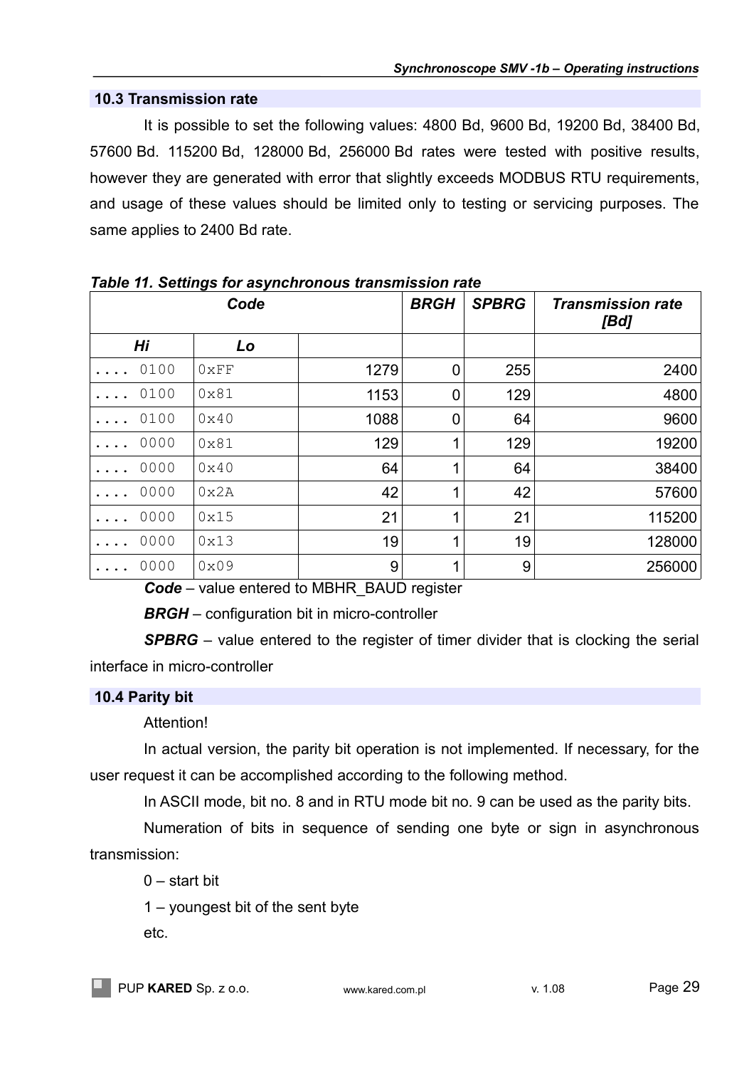## 10.3 Transmission rate

It is possible to set the following values: 4800 Bd, 9600 Bd, 19200 Bd, 38400 Bd, 57600 Bd. 115200 Bd, 128000 Bd, 256000 Bd rates were tested with positive results, however they are generated with error that slightly exceeds MODBUS RTU requirements, and usage of these values should be limited only to testing or servicing purposes. The same applies to 2400 Bd rate.

***Table 11. Settings for asynchronous transmission rate***

| ***Code*** | | | ***BRGH*** | ***SPBRG*** | ***Transmission rate [Bd]*** |
|---|---|---|---|---|---|
| ***Hi*** | ***Lo*** | | | | |
| `.... 0100` | `0xFF` | 1279 | 0 | 255 | 2400 |
| `.... 0100` | `0x81` | 1153 | 0 | 129 | 4800 |
| `.... 0100` | `0x40` | 1088 | 0 | 64 | 9600 |
| `.... 0000` | `0x81` | 129 | 1 | 129 | 19200 |
| `.... 0000` | `0x40` | 64 | 1 | 64 | 38400 |
| `.... 0000` | `0x2A` | 42 | 1 | 42 | 57600 |
| `.... 0000` | `0x15` | 21 | 1 | 21 | 115200 |
| `.... 0000` | `0x13` | 19 | 1 | 19 | 128000 |
| `.... 0000` | `0x09` | 9 | 1 | 9 | 256000 |

***Code*** – value entered to MBHR_BAUD register

***BRGH*** – configuration bit in micro-controller

***SPBRG*** – value entered to the register of timer divider that is clocking the serial interface in micro-controller

## 10.4 Parity bit

Attention!

In actual version, the parity bit operation is not implemented. If necessary, for the user request it can be accomplished according to the following method.

In ASCII mode, bit no. 8 and in RTU mode bit no. 9 can be used as the parity bits.

Numeration of bits in sequence of sending one byte or sign in asynchronous transmission:

0 – start bit

1 – youngest bit of the sent byte

etc.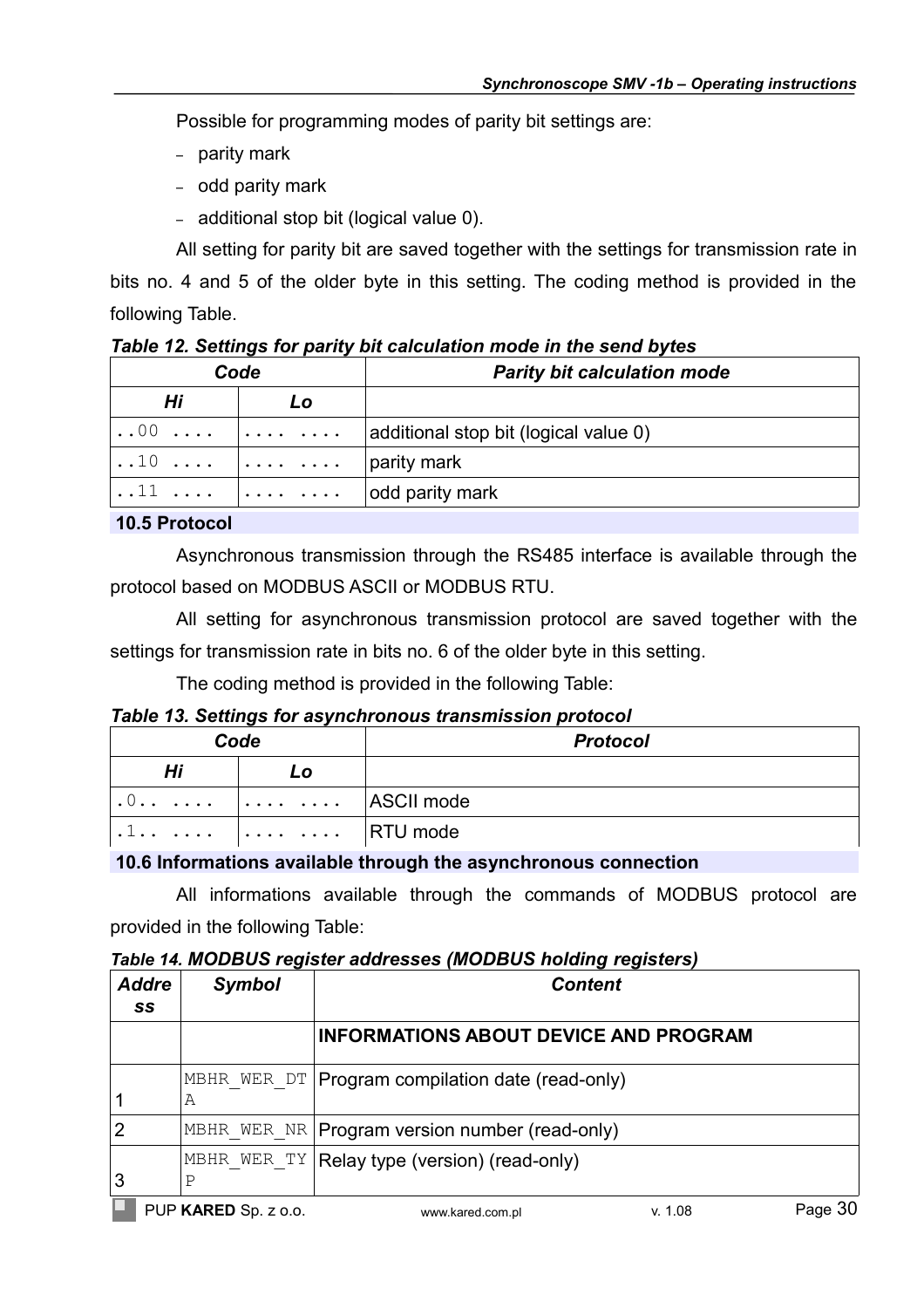Possible for programming modes of parity bit settings are:

- parity mark
- odd parity mark
- additional stop bit (logical value 0).

All setting for parity bit are saved together with the settings for transmission rate in bits no. 4 and 5 of the older byte in this setting. The coding method is provided in the following Table.

***Table 12. Settings for parity bit calculation mode in the send bytes***

| Code | | Parity bit calculation mode |
|---|---|---|
| **Hi** | **Lo** | |
| `..00 ....` | `.... ....` | additional stop bit (logical value 0) |
| `..10 ....` | `.... ....` | parity mark |
| `..11 ....` | `.... ....` | odd parity mark |

## 10.5 Protocol

Asynchronous transmission through the RS485 interface is available through the protocol based on MODBUS ASCII or MODBUS RTU.

All setting for asynchronous transmission protocol are saved together with the settings for transmission rate in bits no. 6 of the older byte in this setting.

The coding method is provided in the following Table:

***Table 13. Settings for asynchronous transmission protocol***

| Code | | Protocol |
|---|---|---|
| **Hi** | **Lo** | |
| `.0.. ....` | `.... ....` | ASCII mode |
| `.1.. ....` | `.... ....` | RTU mode |

## 10.6 Informations available through the asynchronous connection

All informations available through the commands of MODBUS protocol are provided in the following Table:

***Table 14. MODBUS register addresses (MODBUS holding registers)***

| Address | Symbol | Content |
|---|---|---|
| | | **INFORMATIONS ABOUT DEVICE AND PROGRAM** |
| 1 | `MBHR_WER_DTA` | Program compilation date (read-only) |
| 2 | `MBHR_WER_NR` | Program version number (read-only) |
| 3 | `MBHR_WER_TYP` | Relay type (version) (read-only) |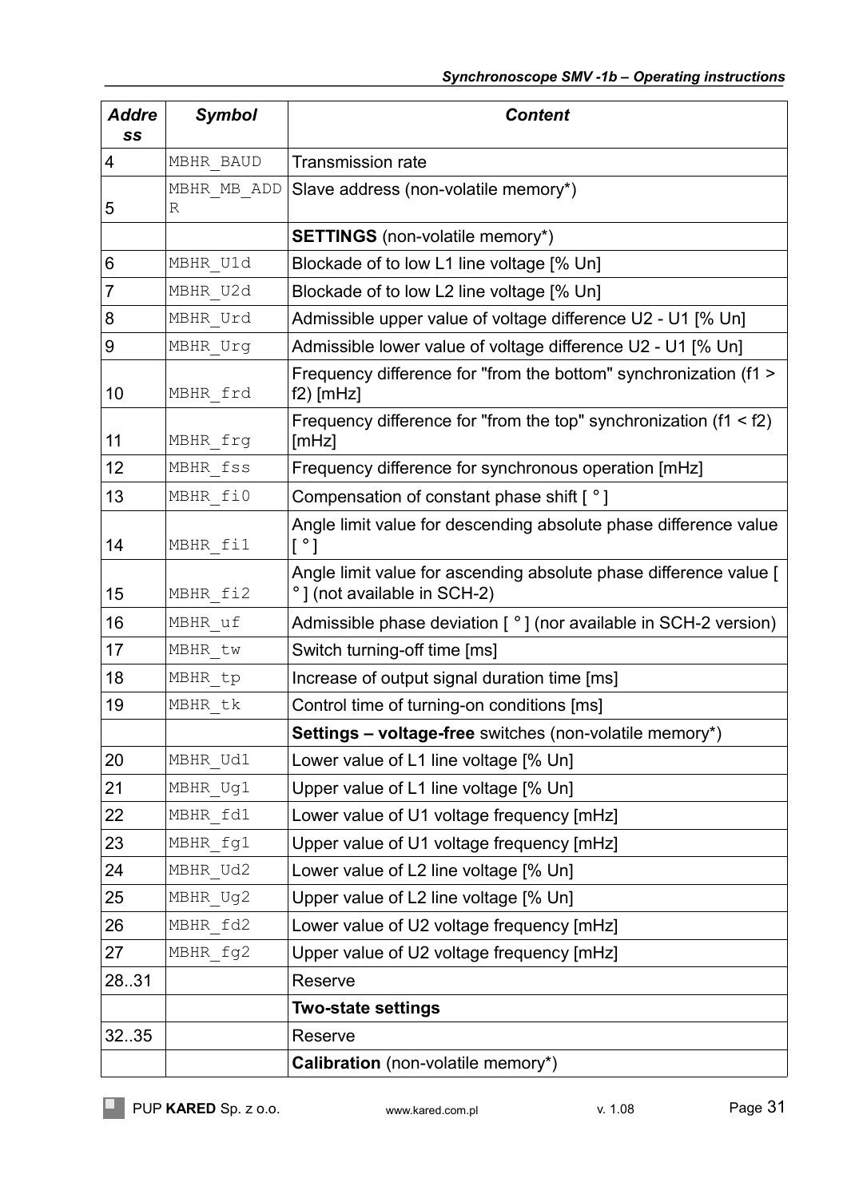| Address | Symbol | Content |
|---|---|---|
| 4 | MBHR_BAUD | Transmission rate |
| 5 | MBHR_MB_ADDR | Slave address (non-volatile memory*) |
| | | **SETTINGS** (non-volatile memory*) |
| 6 | MBHR_U1d | Blockade of to low L1 line voltage [% Un] |
| 7 | MBHR_U2d | Blockade of to low L2 line voltage [% Un] |
| 8 | MBHR_Urd | Admissible upper value of voltage difference U2 - U1 [% Un] |
| 9 | MBHR_Urg | Admissible lower value of voltage difference U2 - U1 [% Un] |
| 10 | MBHR_frd | Frequency difference for "from the bottom" synchronization (f1 > f2) [mHz] |
| 11 | MBHR_frg | Frequency difference for "from the top" synchronization (f1 < f2) [mHz] |
| 12 | MBHR_fss | Frequency difference for synchronous operation [mHz] |
| 13 | MBHR_fi0 | Compensation of constant phase shift [ ° ] |
| 14 | MBHR_fi1 | Angle limit value for descending absolute phase difference value [ ° ] |
| 15 | MBHR_fi2 | Angle limit value for ascending absolute phase difference value [ ° ] (not available in SCH-2) |
| 16 | MBHR_uf | Admissible phase deviation [ ° ] (nor available in SCH-2 version) |
| 17 | MBHR_tw | Switch turning-off time [ms] |
| 18 | MBHR_tp | Increase of output signal duration time [ms] |
| 19 | MBHR_tk | Control time of turning-on conditions [ms] |
| | | **Settings – voltage-free** switches (non-volatile memory*) |
| 20 | MBHR_Ud1 | Lower value of L1 line voltage [% Un] |
| 21 | MBHR_Ug1 | Upper value of L1 line voltage [% Un] |
| 22 | MBHR_fd1 | Lower value of U1 voltage frequency [mHz] |
| 23 | MBHR_fg1 | Upper value of U1 voltage frequency [mHz] |
| 24 | MBHR_Ud2 | Lower value of L2 line voltage [% Un] |
| 25 | MBHR_Ug2 | Upper value of L2 line voltage [% Un] |
| 26 | MBHR_fd2 | Lower value of U2 voltage frequency [mHz] |
| 27 | MBHR_fg2 | Upper value of U2 voltage frequency [mHz] |
| 28..31 | | Reserve |
| | | **Two-state settings** |
| 32..35 | | Reserve |
| | | **Calibration** (non-volatile memory*) |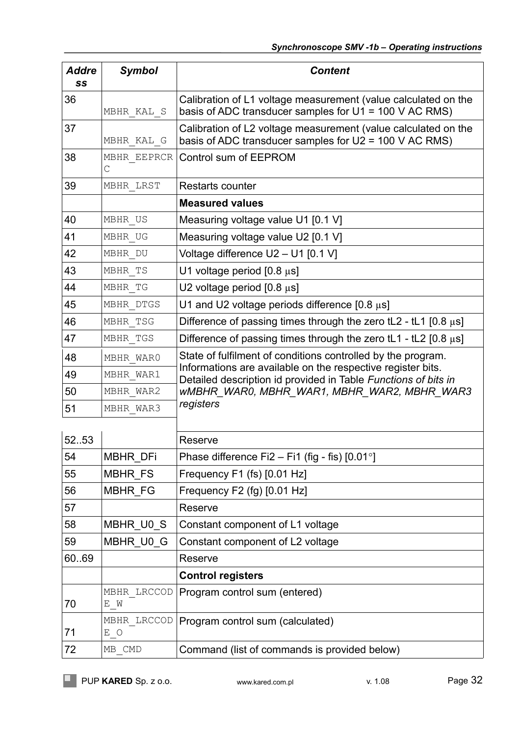| *Address* | *Symbol* | *Content* |
|---|---|---|
| 36 | MBHR_KAL_S | Calibration of L1 voltage measurement (value calculated on the basis of ADC transducer samples for U1 = 100 V AC RMS) |
| 37 | MBHR_KAL_G | Calibration of L2 voltage measurement (value calculated on the basis of ADC transducer samples for U2 = 100 V AC RMS) |
| 38 | MBHR_EEPRCRC | Control sum of EEPROM |
| 39 | MBHR_LRST | Restarts counter |
| | | **Measured values** |
| 40 | MBHR_US | Measuring voltage value U1 [0.1 V] |
| 41 | MBHR_UG | Measuring voltage value U2 [0.1 V] |
| 42 | MBHR_DU | Voltage difference U2 – U1 [0.1 V] |
| 43 | MBHR_TS | U1 voltage period [0.8 μs] |
| 44 | MBHR_TG | U2 voltage period [0.8 μs] |
| 45 | MBHR_DTGS | U1 and U2 voltage periods difference [0.8 μs] |
| 46 | MBHR_TSG | Difference of passing times through the zero tL2 - tL1 [0.8 μs] |
| 47 | MBHR_TGS | Difference of passing times through the zero tL1 - tL2 [0.8 μs] |
| 48 | MBHR_WAR0 | State of fulfilment of conditions controlled by the program. Informations are available on the respective register bits. Detailed description id provided in Table *Functions of bits in wMBHR_WAR0, MBHR_WAR1, MBHR_WAR2, MBHR_WAR3 registers* |
| 49 | MBHR_WAR1 | |
| 50 | MBHR_WAR2 | |
| 51 | MBHR_WAR3 | |
| 52..53 | | Reserve |
| 54 | MBHR_DFi | Phase difference Fi2 – Fi1 (fig - fis) [0.01°] |
| 55 | MBHR_FS | Frequency F1 (fs) [0.01 Hz] |
| 56 | MBHR_FG | Frequency F2 (fg) [0.01 Hz] |
| 57 | | Reserve |
| 58 | MBHR_U0_S | Constant component of L1 voltage |
| 59 | MBHR_U0_G | Constant component of L2 voltage |
| 60..69 | | Reserve |
| | | **Control registers** |
| 70 | MBHR_LRCCODE_W | Program control sum (entered) |
| 71 | MBHR_LRCCODE_O | Program control sum (calculated) |
| 72 | MB_CMD | Command (list of commands is provided below) |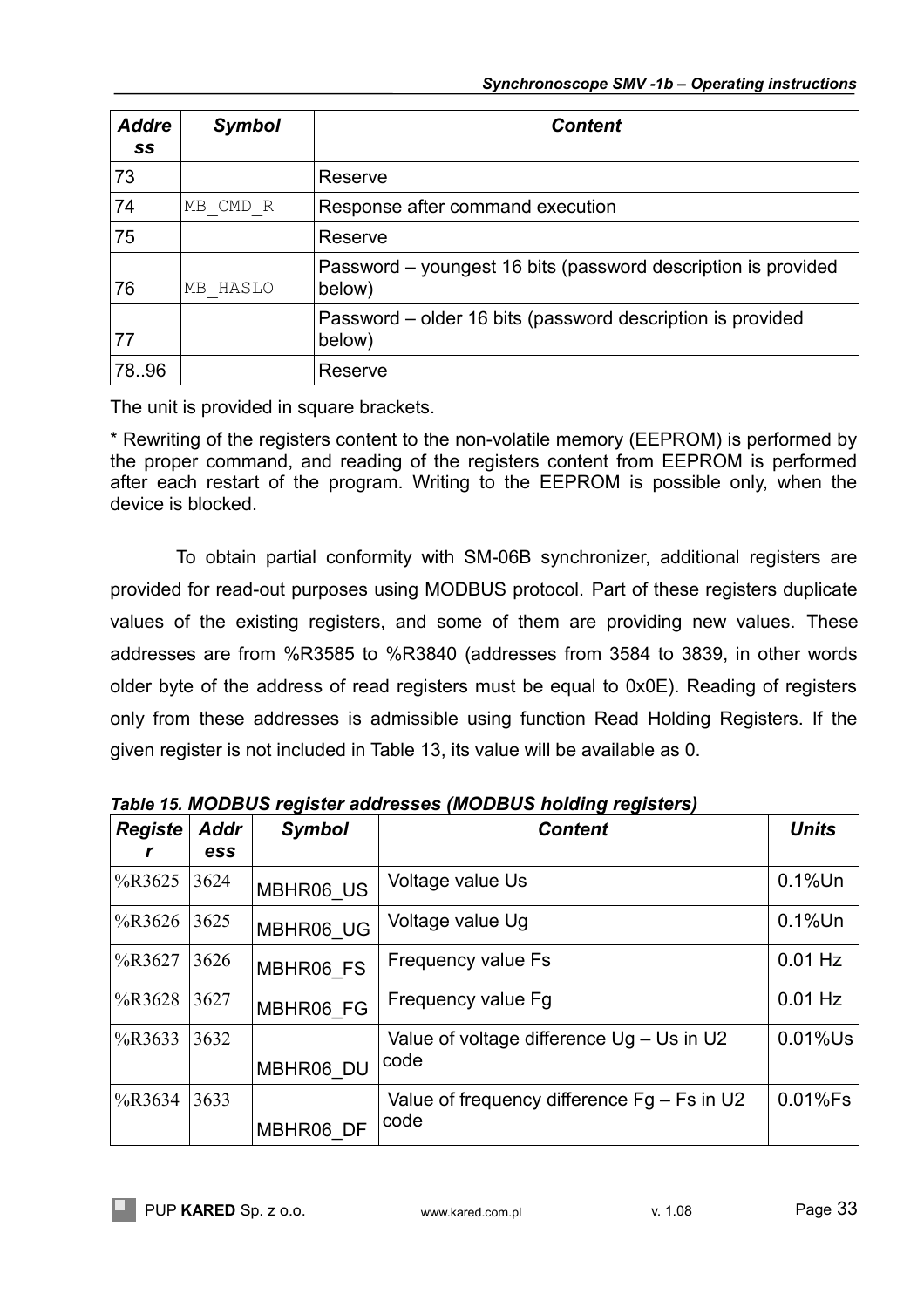| *Address* | *Symbol* | *Content* |
|---|---|---|
| 73 | | Reserve |
| 74 | MB_CMD_R | Response after command execution |
| 75 | | Reserve |
| 76 | MB_HASLO | Password – youngest 16 bits (password description is provided below) |
| 77 | | Password – older 16 bits (password description is provided below) |
| 78..96 | | Reserve |

The unit is provided in square brackets.

* Rewriting of the registers content to the non-volatile memory (EEPROM) is performed by the proper command, and reading of the registers content from EEPROM is performed after each restart of the program. Writing to the EEPROM is possible only, when the device is blocked.

To obtain partial conformity with SM-06B synchronizer, additional registers are provided for read-out purposes using MODBUS protocol. Part of these registers duplicate values of the existing registers, and some of them are providing new values. These addresses are from %R3585 to %R3840 (addresses from 3584 to 3839, in other words older byte of the address of read registers must be equal to 0x0E). Reading of registers only from these addresses is admissible using function Read Holding Registers. If the given register is not included in Table 13, its value will be available as 0.

***Table 15. MODBUS register addresses (MODBUS holding registers)***

| *Register* | *Address* | *Symbol* | *Content* | *Units* |
|---|---|---|---|---|
| %R3625 | 3624 | MBHR06_US | Voltage value Us | 0.1%Un |
| %R3626 | 3625 | MBHR06_UG | Voltage value Ug | 0.1%Un |
| %R3627 | 3626 | MBHR06_FS | Frequency value Fs | 0.01 Hz |
| %R3628 | 3627 | MBHR06_FG | Frequency value Fg | 0.01 Hz |
| %R3633 | 3632 | MBHR06_DU | Value of voltage difference Ug – Us in U2 code | 0.01%Us |
| %R3634 | 3633 | MBHR06_DF | Value of frequency difference Fg – Fs in U2 code | 0.01%Fs |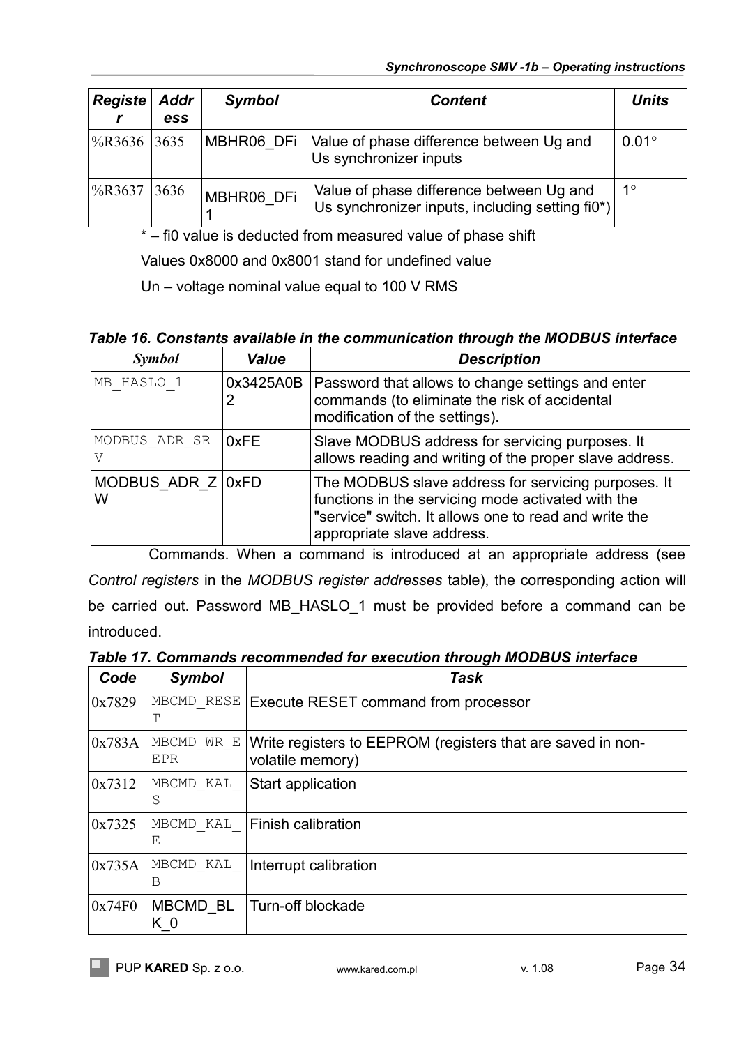| Register | Address | Symbol | Content | Units |
|---|---|---|---|---|
| %R3636 | 3635 | MBHR06_DFi | Value of phase difference between Ug and Us synchronizer inputs | 0.01° |
| %R3637 | 3636 | MBHR06_DFi1 | Value of phase difference between Ug and Us synchronizer inputs, including setting fi0*) | 1° |

* – fi0 value is deducted from measured value of phase shift

Values 0x8000 and 0x8001 stand for undefined value

Un – voltage nominal value equal to 100 V RMS

***Table 16. Constants available in the communication through the MODBUS interface***

| Symbol | Value | Description |
|---|---|---|
| MB_HASLO_1 | 0x3425A0B2 | Password that allows to change settings and enter commands (to eliminate the risk of accidental modification of the settings). |
| MODBUS_ADR_SRV | 0xFE | Slave MODBUS address for servicing purposes. It allows reading and writing of the proper slave address. |
| MODBUS_ADR_ZW | 0xFD | The MODBUS slave address for servicing purposes. It functions in the servicing mode activated with the "service" switch. It allows one to read and write the appropriate slave address. |

Commands. When a command is introduced at an appropriate address (see *Control registers* in the *MODBUS register addresses* table), the corresponding action will be carried out. Password MB_HASLO_1 must be provided before a command can be introduced.

***Table 17. Commands recommended for execution through MODBUS interface***

| Code | Symbol | Task |
|---|---|---|
| 0x7829 | MBCMD_RESET | Execute RESET command from processor |
| 0x783A | MBCMD_WR_EEPR | Write registers to EEPROM (registers that are saved in non-volatile memory) |
| 0x7312 | MBCMD_KAL_S | Start application |
| 0x7325 | MBCMD_KAL_E | Finish calibration |
| 0x735A | MBCMD_KAL_B | Interrupt calibration |
| 0x74F0 | MBCMD_BLK_0 | Turn-off blockade |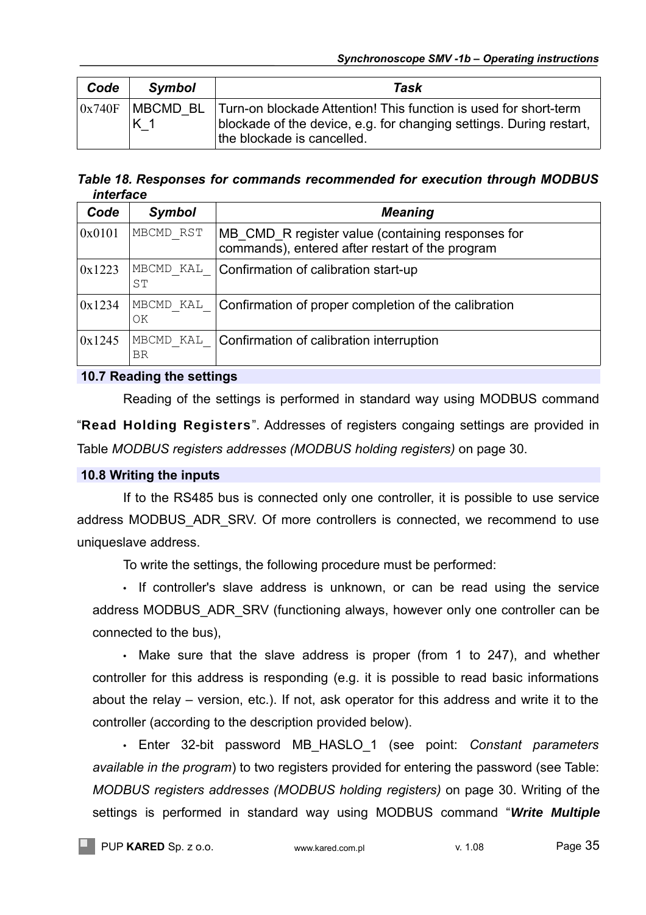| Code | Symbol | Task |
|---|---|---|
| 0x740F | MBCMD_BLK_1 | Turn-on blockade Attention! This function is used for short-term blockade of the device, e.g. for changing settings. During restart, the blockade is cancelled. |

***Table 18. Responses for commands recommended for execution through MODBUS interface***

| Code | Symbol | Meaning |
|---|---|---|
| 0x0101 | MBCMD_RST | MB_CMD_R register value (containing responses for commands), entered after restart of the program |
| 0x1223 | MBCMD_KAL_ST | Confirmation of calibration start-up |
| 0x1234 | MBCMD_KAL_OK | Confirmation of proper completion of the calibration |
| 0x1245 | MBCMD_KAL_BR | Confirmation of calibration interruption |

## 10.7 Reading the settings

Reading of the settings is performed in standard way using MODBUS command "**Read Holding Registers**". Addresses of registers congaing settings are provided in Table *MODBUS registers addresses (MODBUS holding registers)* on page 30.

## 10.8 Writing the inputs

If to the RS485 bus is connected only one controller, it is possible to use service address MODBUS_ADR_SRV. Of more controllers is connected, we recommend to use uniqueslave address.

To write the settings, the following procedure must be performed:

- If controller's slave address is unknown, or can be read using the service address MODBUS_ADR_SRV (functioning always, however only one controller can be connected to the bus),
- Make sure that the slave address is proper (from 1 to 247), and whether controller for this address is responding (e.g. it is possible to read basic informations about the relay – version, etc.). If not, ask operator for this address and write it to the controller (according to the description provided below).
- Enter 32-bit password MB_HASLO_1 (see point: *Constant parameters available in the program*) to two registers provided for entering the password (see Table: *MODBUS registers addresses (MODBUS holding registers)* on page 30. Writing of the settings is performed in standard way using MODBUS command "***Write Multiple***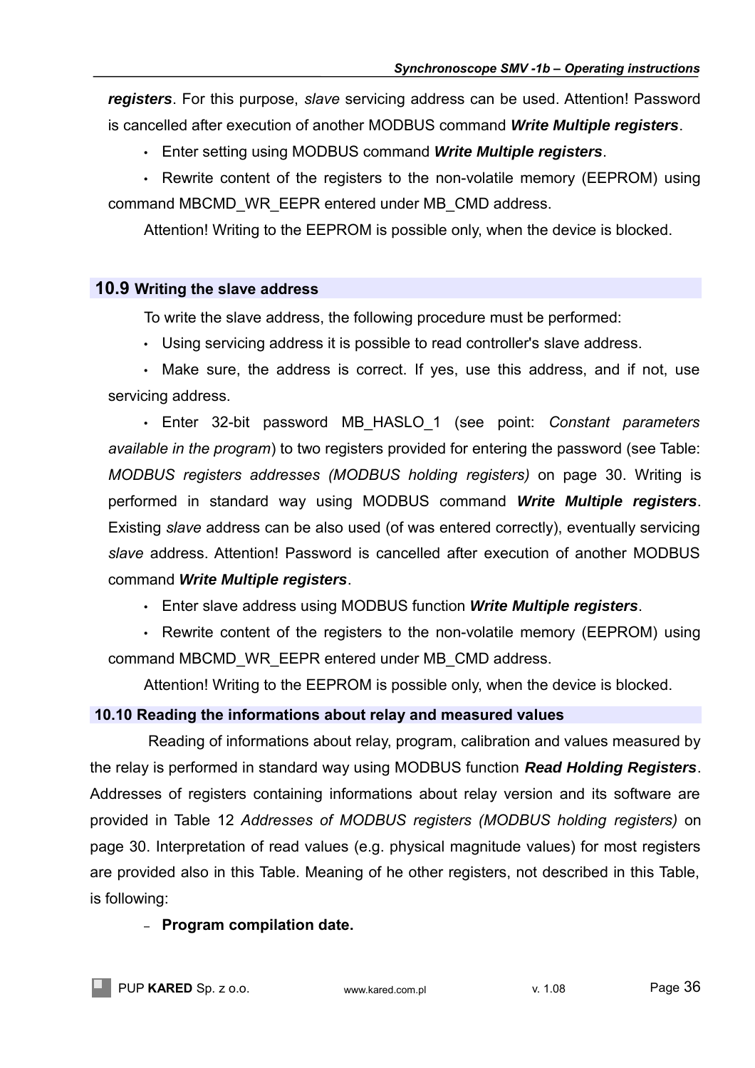***registers***. For this purpose, *slave* servicing address can be used. Attention! Password is cancelled after execution of another MODBUS command ***Write Multiple registers***.

- Enter setting using MODBUS command ***Write Multiple registers***.
- Rewrite content of the registers to the non-volatile memory (EEPROM) using command MBCMD_WR_EEPR entered under MB_CMD address.

Attention! Writing to the EEPROM is possible only, when the device is blocked.

## 10.9 Writing the slave address

To write the slave address, the following procedure must be performed:

- Using servicing address it is possible to read controller's slave address.
- Make sure, the address is correct. If yes, use this address, and if not, use servicing address.
- Enter 32-bit password MB_HASLO_1 (see point: *Constant parameters available in the program*) to two registers provided for entering the password (see Table: *MODBUS registers addresses (MODBUS holding registers)* on page 30. Writing is performed in standard way using MODBUS command ***Write Multiple registers***. Existing *slave* address can be also used (of was entered correctly), eventually servicing *slave* address. Attention! Password is cancelled after execution of another MODBUS command ***Write Multiple registers***.
- Enter slave address using MODBUS function ***Write Multiple registers***.
- Rewrite content of the registers to the non-volatile memory (EEPROM) using command MBCMD_WR_EEPR entered under MB_CMD address.

Attention! Writing to the EEPROM is possible only, when the device is blocked.

## 10.10 Reading the informations about relay and measured values

Reading of informations about relay, program, calibration and values measured by the relay is performed in standard way using MODBUS function ***Read Holding Registers***. Addresses of registers containing informations about relay version and its software are provided in Table 12 *Addresses of MODBUS registers (MODBUS holding registers)* on page 30. Interpretation of read values (e.g. physical magnitude values) for most registers are provided also in this Table. Meaning of he other registers, not described in this Table, is following:

- **Program compilation date.**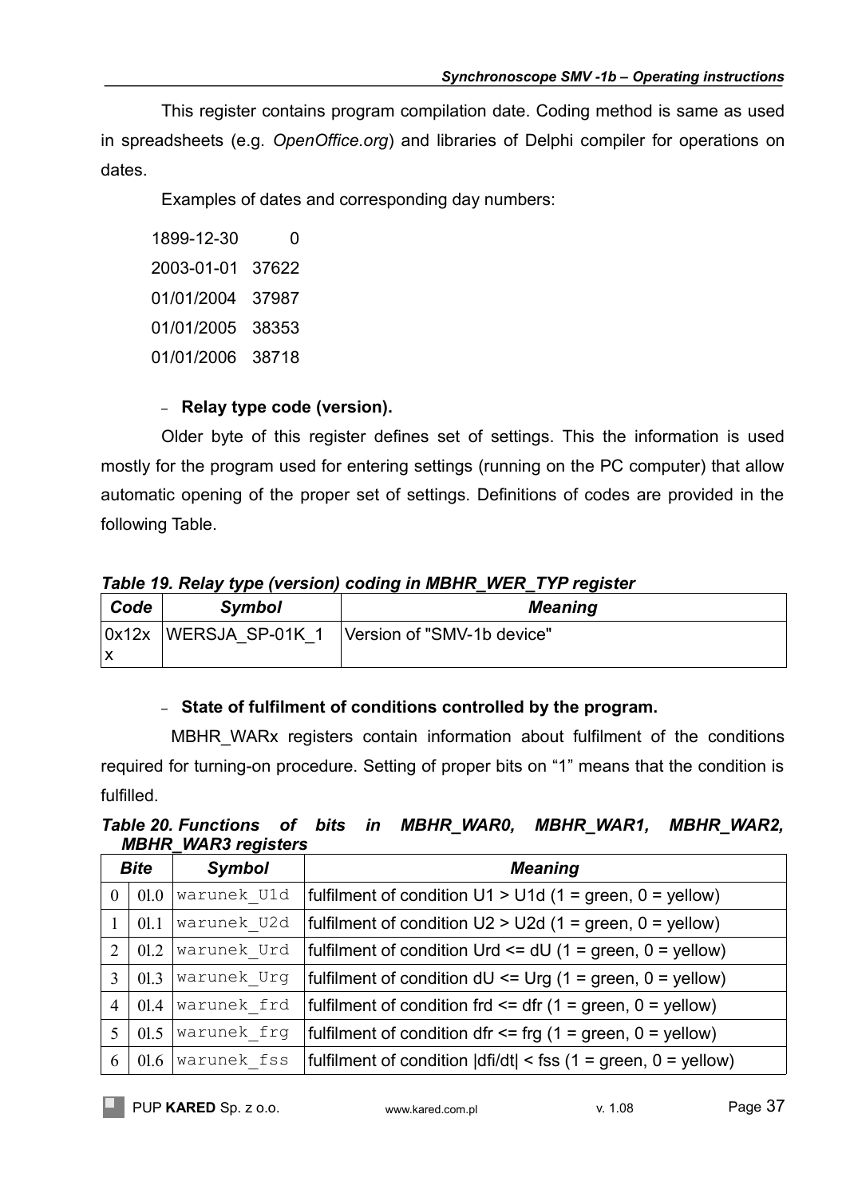This register contains program compilation date. Coding method is same as used in spreadsheets (e.g. *OpenOffice.org*) and libraries of Delphi compiler for operations on dates.

Examples of dates and corresponding day numbers:

1899-12-30 0

2003-01-01 37622

01/01/2004 37987

01/01/2005 38353

01/01/2006 38718

- **Relay type code (version).**

Older byte of this register defines set of settings. This the information is used mostly for the program used for entering settings (running on the PC computer) that allow automatic opening of the proper set of settings. Definitions of codes are provided in the following Table.

***Table 19. Relay type (version) coding in MBHR_WER_TYP register***

| *Code* | *Symbol* | *Meaning* |
|---|---|---|
| 0x12xx | WERSJA_SP-01K_1 | Version of "SMV-1b device" |

- **State of fulfilment of conditions controlled by the program.**

MBHR_WARx registers contain information about fulfilment of the conditions required for turning-on procedure. Setting of proper bits on "1" means that the condition is fulfilled.

***Table 20. Functions of bits in MBHR_WAR0, MBHR_WAR1, MBHR_WAR2, MBHR_WAR3 registers***

| *Bite* | | *Symbol* | *Meaning* |
|---|---|---|---|
| 0 | 01.0 | warunek_U1d | fulfilment of condition U1 > U1d (1 = green, 0 = yellow) |
| 1 | 01.1 | warunek_U2d | fulfilment of condition U2 > U2d (1 = green, 0 = yellow) |
| 2 | 01.2 | warunek_Urd | fulfilment of condition Urd <= dU (1 = green, 0 = yellow) |
| 3 | 01.3 | warunek_Urg | fulfilment of condition dU <= Urg (1 = green, 0 = yellow) |
| 4 | 01.4 | warunek_frd | fulfilment of condition frd <= dfr (1 = green, 0 = yellow) |
| 5 | 01.5 | warunek_frg | fulfilment of condition dfr <= frg (1 = green, 0 = yellow) |
| 6 | 01.6 | warunek_fss | fulfilment of condition \|dfi/dt\| < fss (1 = green, 0 = yellow) |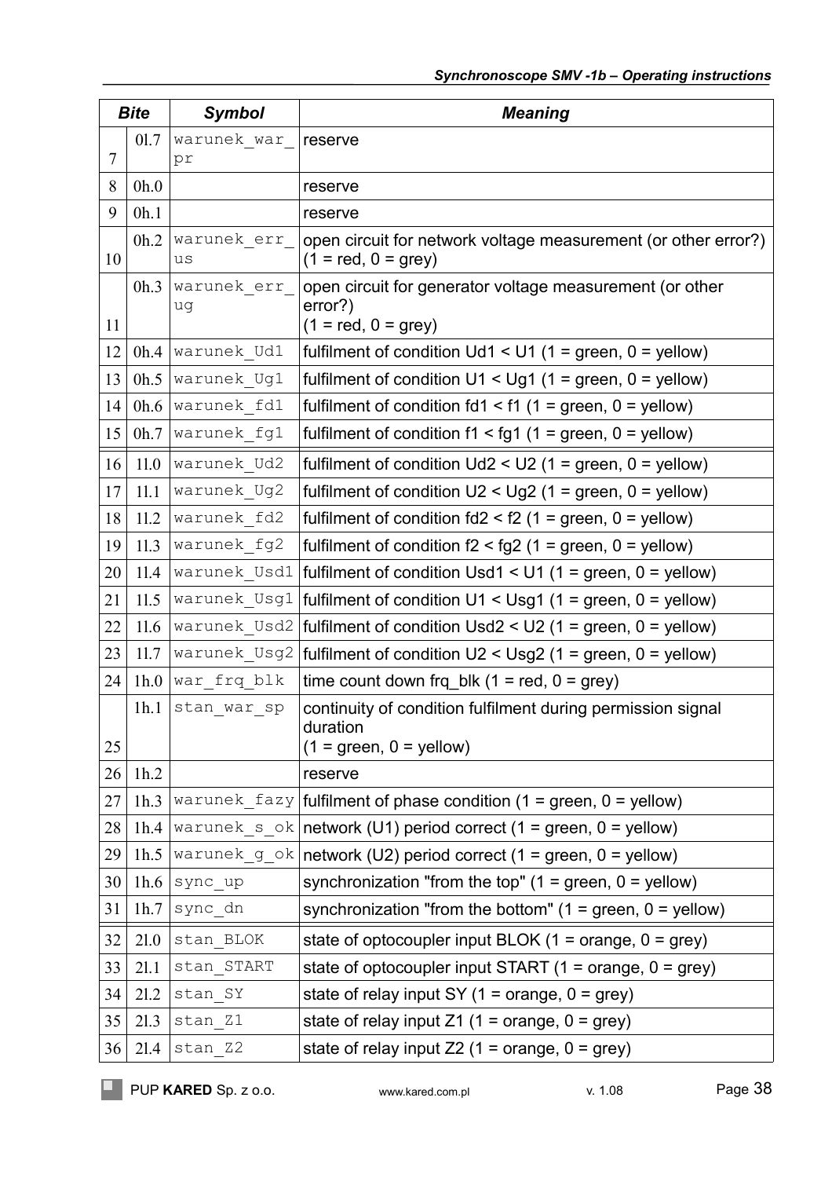| Bite | | Symbol | Meaning |
|---|---|---|---|
| 7 | 0l.7 | warunek_war_pr | reserve |
| 8 | 0h.0 | | reserve |
| 9 | 0h.1 | | reserve |
| 10 | 0h.2 | warunek_err_us | open circuit for network voltage measurement (or other error?) (1 = red, 0 = grey) |
| 11 | 0h.3 | warunek_err_ug | open circuit for generator voltage measurement (or other error?) (1 = red, 0 = grey) |
| 12 | 0h.4 | warunek_Ud1 | fulfilment of condition Ud1 < U1 (1 = green, 0 = yellow) |
| 13 | 0h.5 | warunek_Ug1 | fulfilment of condition U1 < Ug1 (1 = green, 0 = yellow) |
| 14 | 0h.6 | warunek_fd1 | fulfilment of condition fd1 < f1 (1 = green, 0 = yellow) |
| 15 | 0h.7 | warunek_fg1 | fulfilment of condition f1 < fg1 (1 = green, 0 = yellow) |
| 16 | 1l.0 | warunek_Ud2 | fulfilment of condition Ud2 < U2 (1 = green, 0 = yellow) |
| 17 | 1l.1 | warunek_Ug2 | fulfilment of condition U2 < Ug2 (1 = green, 0 = yellow) |
| 18 | 1l.2 | warunek_fd2 | fulfilment of condition fd2 < f2 (1 = green, 0 = yellow) |
| 19 | 1l.3 | warunek_fg2 | fulfilment of condition f2 < fg2 (1 = green, 0 = yellow) |
| 20 | 1l.4 | warunek_Usd1 | fulfilment of condition Usd1 < U1 (1 = green, 0 = yellow) |
| 21 | 1l.5 | warunek_Usg1 | fulfilment of condition U1 < Usg1 (1 = green, 0 = yellow) |
| 22 | 1l.6 | warunek_Usd2 | fulfilment of condition Usd2 < U2 (1 = green, 0 = yellow) |
| 23 | 1l.7 | warunek_Usg2 | fulfilment of condition U2 < Usg2 (1 = green, 0 = yellow) |
| 24 | 1h.0 | war_frq_blk | time count down frq_blk (1 = red, 0 = grey) |
| 25 | 1h.1 | stan_war_sp | continuity of condition fulfilment during permission signal duration (1 = green, 0 = yellow) |
| 26 | 1h.2 | | reserve |
| 27 | 1h.3 | warunek_fazy | fulfilment of phase condition (1 = green, 0 = yellow) |
| 28 | 1h.4 | warunek_s_ok | network (U1) period correct (1 = green, 0 = yellow) |
| 29 | 1h.5 | warunek_g_ok | network (U2) period correct (1 = green, 0 = yellow) |
| 30 | 1h.6 | sync_up | synchronization "from the top" (1 = green, 0 = yellow) |
| 31 | 1h.7 | sync_dn | synchronization "from the bottom" (1 = green, 0 = yellow) |
| 32 | 2l.0 | stan_BLOK | state of optocoupler input BLOK (1 = orange, 0 = grey) |
| 33 | 2l.1 | stan_START | state of optocoupler input START (1 = orange, 0 = grey) |
| 34 | 2l.2 | stan_SY | state of relay input SY (1 = orange, 0 = grey) |
| 35 | 2l.3 | stan_Z1 | state of relay input Z1 (1 = orange, 0 = grey) |
| 36 | 2l.4 | stan_Z2 | state of relay input Z2 (1 = orange, 0 = grey) |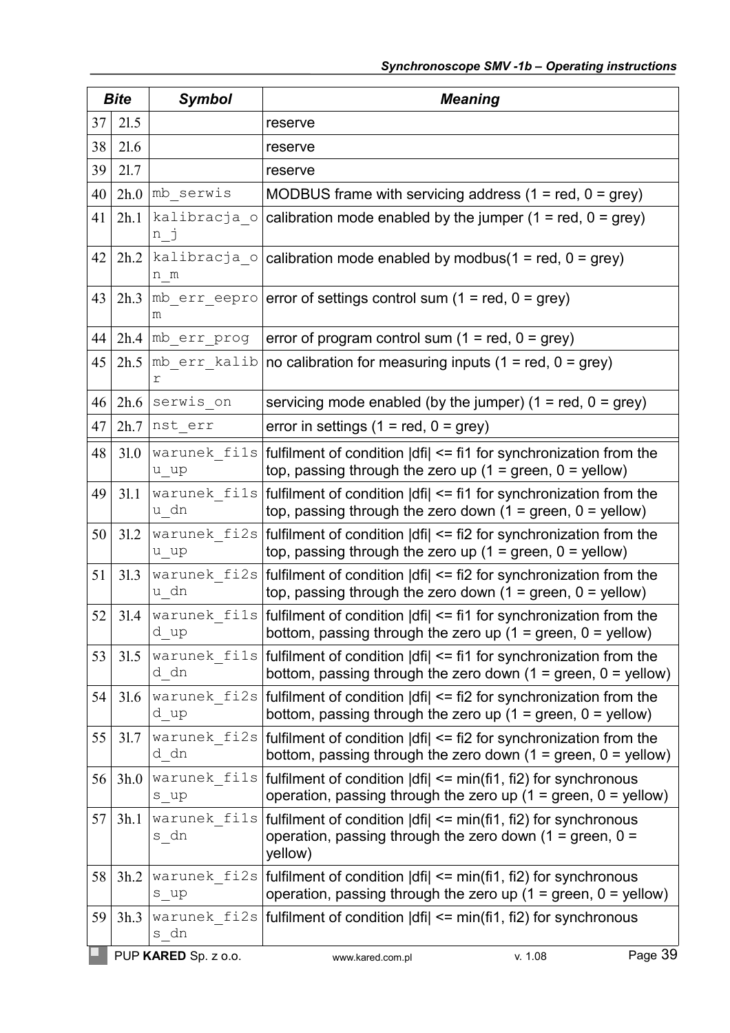| Bite | | Symbol | Meaning |
|---|---|---|---|
| 37 | 2l.5 | | reserve |
| 38 | 2l.6 | | reserve |
| 39 | 2l.7 | | reserve |
| 40 | 2h.0 | mb_serwis | MODBUS frame with servicing address (1 = red, 0 = grey) |
| 41 | 2h.1 | kalibracja_on_j | calibration mode enabled by the jumper (1 = red, 0 = grey) |
| 42 | 2h.2 | kalibracja_on_m | calibration mode enabled by modbus(1 = red, 0 = grey) |
| 43 | 2h.3 | mb_err_eeprom | error of settings control sum (1 = red, 0 = grey) |
| 44 | 2h.4 | mb_err_prog | error of program control sum (1 = red, 0 = grey) |
| 45 | 2h.5 | mb_err_kalibr | no calibration for measuring inputs (1 = red, 0 = grey) |
| 46 | 2h.6 | serwis_on | servicing mode enabled (by the jumper) (1 = red, 0 = grey) |
| 47 | 2h.7 | nst_err | error in settings (1 = red, 0 = grey) |
| 48 | 3l.0 | warunek_fi1su_up | fulfilment of condition \|dfi\| <= fi1 for synchronization from the top, passing through the zero up (1 = green, 0 = yellow) |
| 49 | 3l.1 | warunek_fi1su_dn | fulfilment of condition \|dfi\| <= fi1 for synchronization from the top, passing through the zero down (1 = green, 0 = yellow) |
| 50 | 3l.2 | warunek_fi2su_up | fulfilment of condition \|dfi\| <= fi2 for synchronization from the top, passing through the zero up (1 = green, 0 = yellow) |
| 51 | 3l.3 | warunek_fi2su_dn | fulfilment of condition \|dfi\| <= fi2 for synchronization from the top, passing through the zero down (1 = green, 0 = yellow) |
| 52 | 3l.4 | warunek_fi1sd_up | fulfilment of condition \|dfi\| <= fi1 for synchronization from the bottom, passing through the zero up (1 = green, 0 = yellow) |
| 53 | 3l.5 | warunek_fi1sd_dn | fulfilment of condition \|dfi\| <= fi1 for synchronization from the bottom, passing through the zero down (1 = green, 0 = yellow) |
| 54 | 3l.6 | warunek_fi2sd_up | fulfilment of condition \|dfi\| <= fi2 for synchronization from the bottom, passing through the zero up (1 = green, 0 = yellow) |
| 55 | 3l.7 | warunek_fi2sd_dn | fulfilment of condition \|dfi\| <= fi2 for synchronization from the bottom, passing through the zero down (1 = green, 0 = yellow) |
| 56 | 3h.0 | warunek_fi1ss_up | fulfilment of condition \|dfi\| <= min(fi1, fi2) for synchronous operation, passing through the zero up (1 = green, 0 = yellow) |
| 57 | 3h.1 | warunek_fi1ss_dn | fulfilment of condition \|dfi\| <= min(fi1, fi2) for synchronous operation, passing through the zero down (1 = green, 0 = yellow) |
| 58 | 3h.2 | warunek_fi2ss_up | fulfilment of condition \|dfi\| <= min(fi1, fi2) for synchronous operation, passing through the zero up (1 = green, 0 = yellow) |
| 59 | 3h.3 | warunek_fi2ss_dn | fulfilment of condition \|dfi\| <= min(fi1, fi2) for synchronous |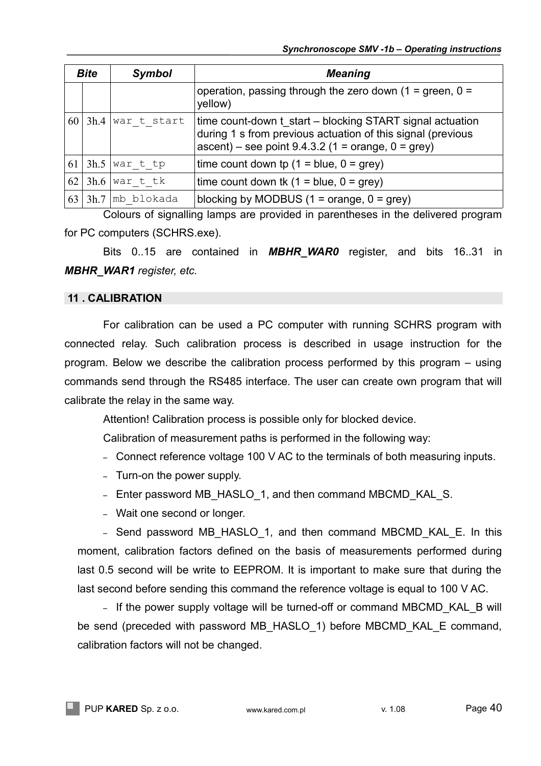| Bite | | Symbol | Meaning |
|---|---|---|---|
| | | | operation, passing through the zero down (1 = green, 0 = yellow) |
| 60 | 3h.4 | war_t_start | time count-down t_start – blocking START signal actuation during 1 s from previous actuation of this signal (previous ascent) – see point 9.4.3.2 (1 = orange, 0 = grey) |
| 61 | 3h.5 | war_t_tp | time count down tp (1 = blue, 0 = grey) |
| 62 | 3h.6 | war_t_tk | time count down tk (1 = blue, 0 = grey) |
| 63 | 3h.7 | mb_blokada | blocking by MODBUS (1 = orange, 0 = grey) |

Colours of signalling lamps are provided in parentheses in the delivered program for PC computers (SCHRS.exe).

Bits 0..15 are contained in ***MBHR_WAR0*** register, and bits 16..31 in ***MBHR_WAR1*** *register, etc.*

## 11 . CALIBRATION

For calibration can be used a PC computer with running SCHRS program with connected relay. Such calibration process is described in usage instruction for the program. Below we describe the calibration process performed by this program – using commands send through the RS485 interface. The user can create own program that will calibrate the relay in the same way.

Attention! Calibration process is possible only for blocked device.

Calibration of measurement paths is performed in the following way:

- Connect reference voltage 100 V AC to the terminals of both measuring inputs.
- Turn-on the power supply.
- Enter password MB_HASLO_1, and then command MBCMD_KAL_S.
- Wait one second or longer.
- Send password MB_HASLO_1, and then command MBCMD_KAL_E. In this moment, calibration factors defined on the basis of measurements performed during last 0.5 second will be write to EEPROM. It is important to make sure that during the last second before sending this command the reference voltage is equal to 100 V AC.
- If the power supply voltage will be turned-off or command MBCMD_KAL_B will be send (preceded with password MB_HASLO_1) before MBCMD_KAL_E command, calibration factors will not be changed.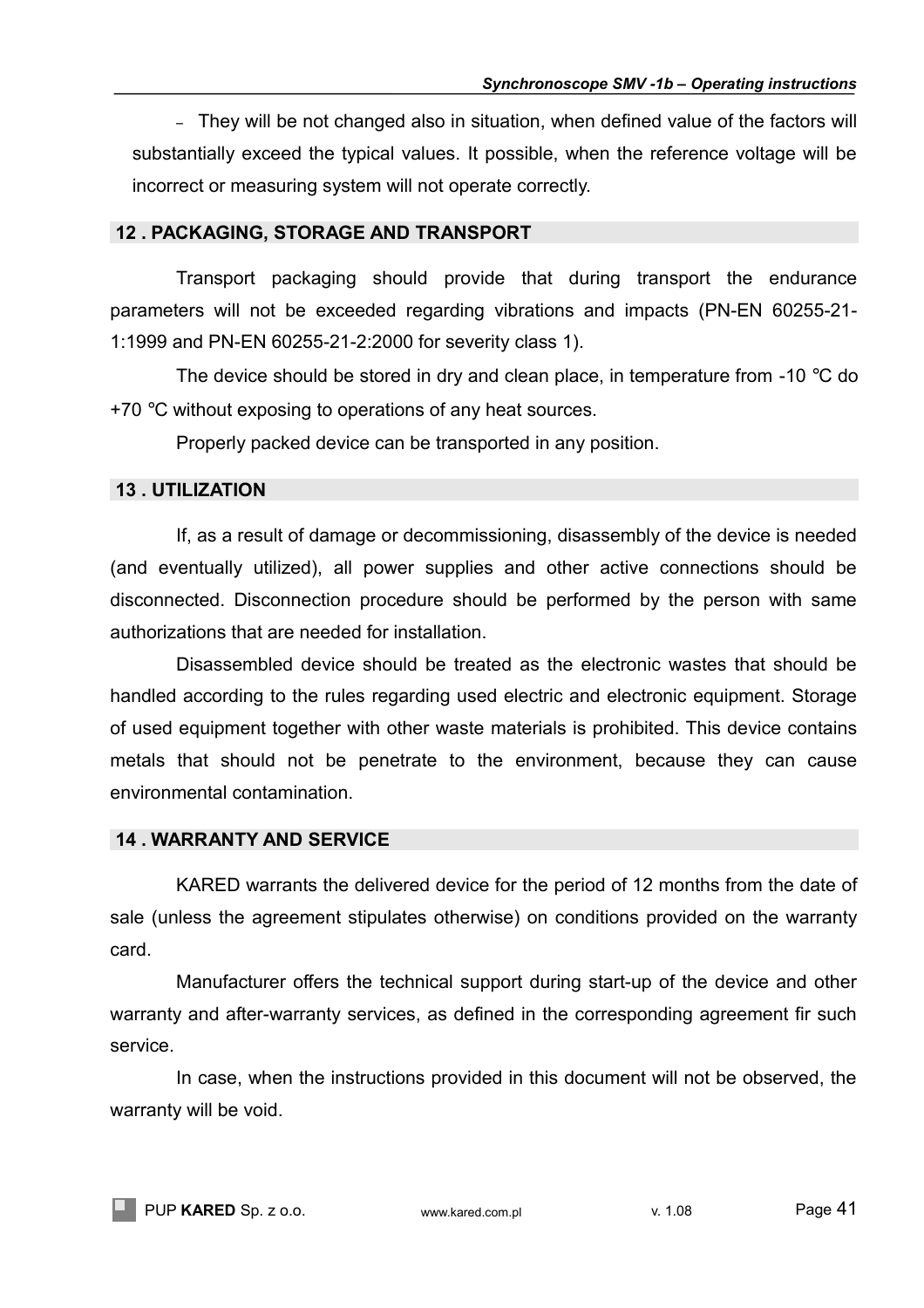- They will be not changed also in situation, when defined value of the factors will substantially exceed the typical values. It possible, when the reference voltage will be incorrect or measuring system will not operate correctly.

## 12 . PACKAGING, STORAGE AND TRANSPORT

Transport packaging should provide that during transport the endurance parameters will not be exceeded regarding vibrations and impacts (PN-EN 60255-21-1:1999 and PN-EN 60255-21-2:2000 for severity class 1).

The device should be stored in dry and clean place, in temperature from -10 °C do +70 °C without exposing to operations of any heat sources.

Properly packed device can be transported in any position.

## 13 . UTILIZATION

If, as a result of damage or decommissioning, disassembly of the device is needed (and eventually utilized), all power supplies and other active connections should be disconnected. Disconnection procedure should be performed by the person with same authorizations that are needed for installation.

Disassembled device should be treated as the electronic wastes that should be handled according to the rules regarding used electric and electronic equipment. Storage of used equipment together with other waste materials is prohibited. This device contains metals that should not be penetrate to the environment, because they can cause environmental contamination.

## 14 . WARRANTY AND SERVICE

KARED warrants the delivered device for the period of 12 months from the date of sale (unless the agreement stipulates otherwise) on conditions provided on the warranty card.

Manufacturer offers the technical support during start-up of the device and other warranty and after-warranty services, as defined in the corresponding agreement fir such service.

In case, when the instructions provided in this document will not be observed, the warranty will be void.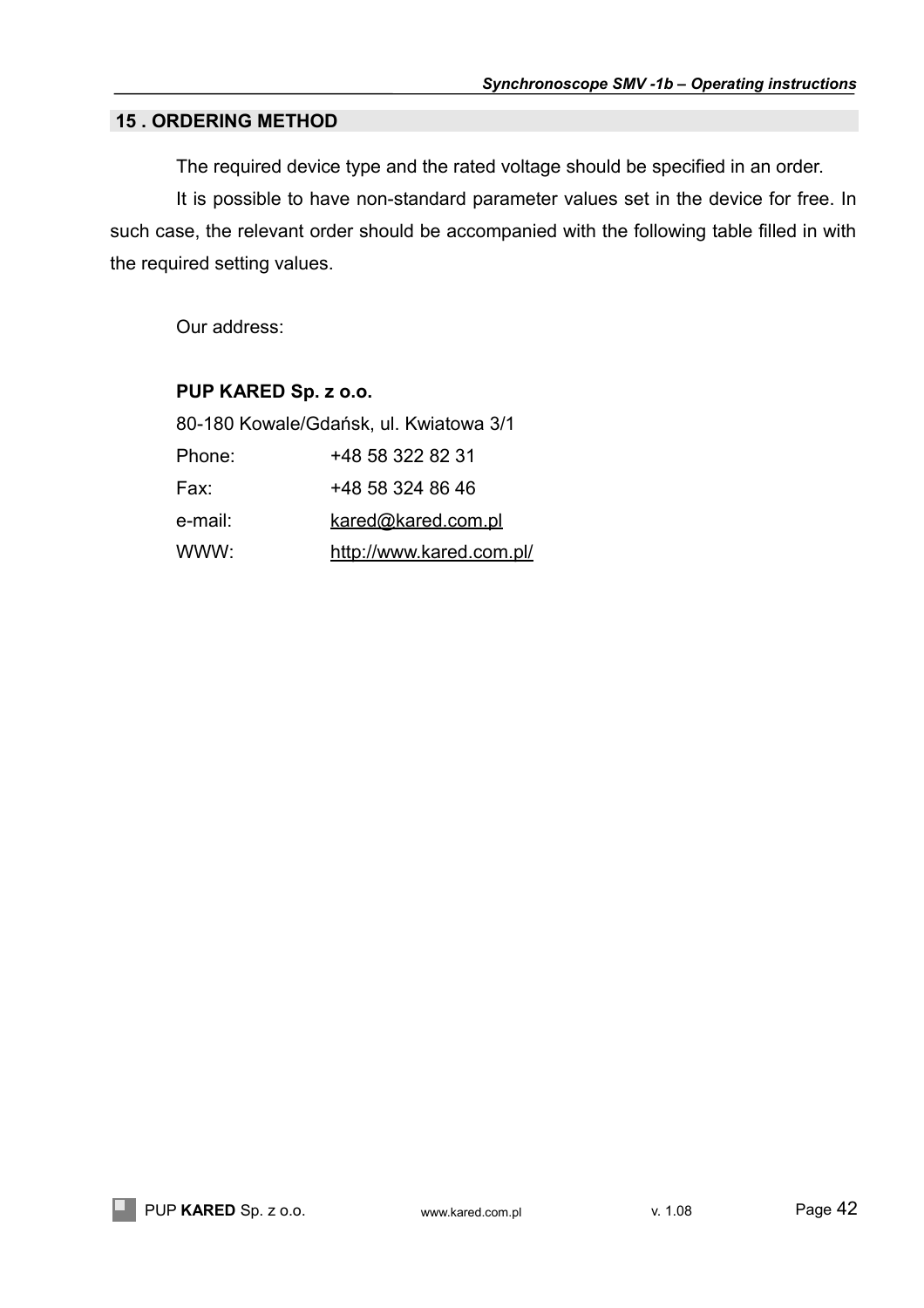## 15 . ORDERING METHOD

The required device type and the rated voltage should be specified in an order.

It is possible to have non-standard parameter values set in the device for free. In such case, the relevant order should be accompanied with the following table filled in with the required setting values.

Our address:

**PUP KARED Sp. z o.o.**

80-180 Kowale/Gdańsk, ul. Kwiatowa 3/1

Phone: +48 58 322 82 31

Fax: +48 58 324 86 46

e-mail: kared@kared.com.pl

WWW: http://www.kared.com.pl/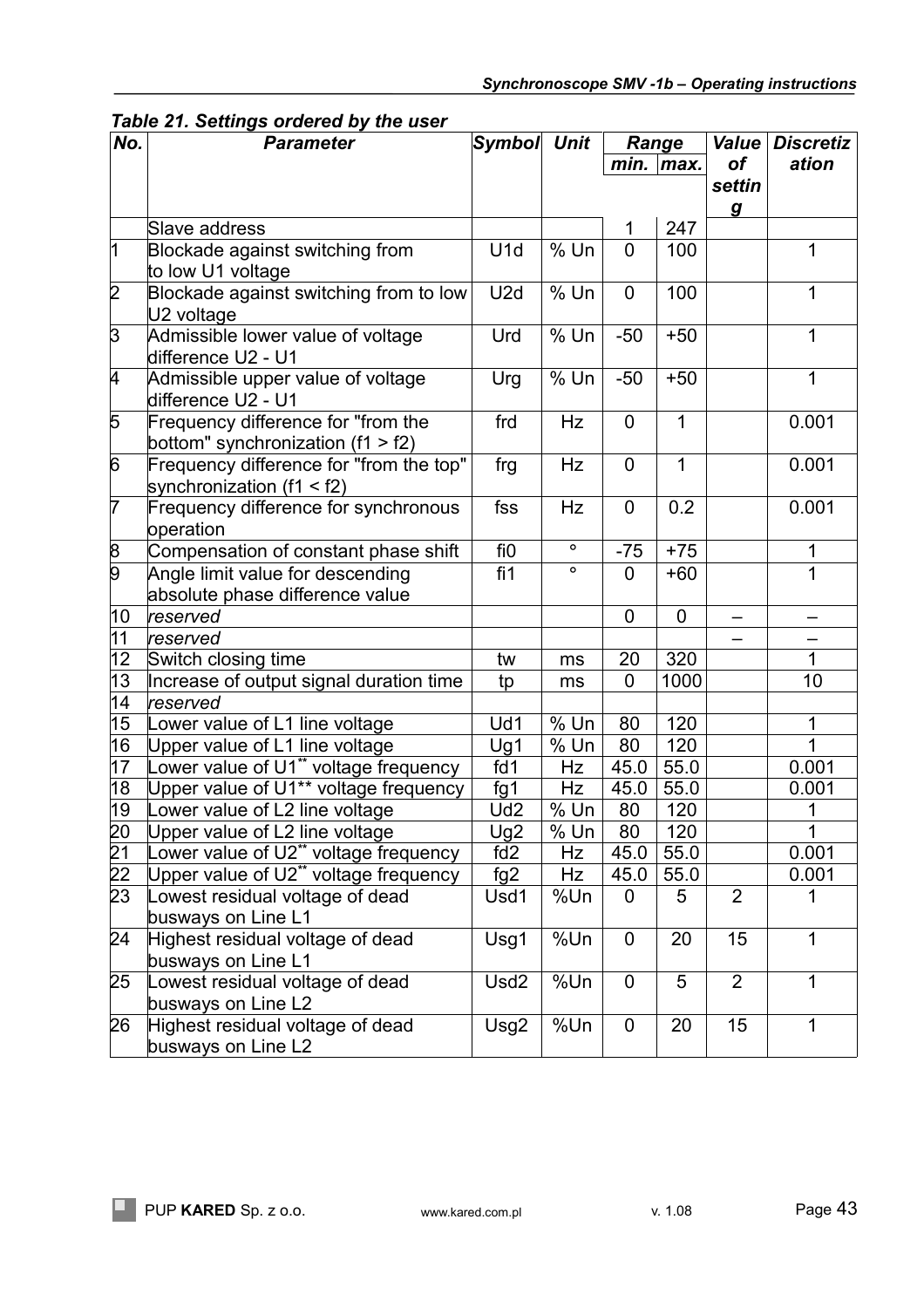***Table 21. Settings ordered by the user***

| *No.* | *Parameter* | *Symbol* | *Unit* | *Range* | | *Value of setting* | *Discretization* |
|---|---|---|---|---|---|---|---|
| | | | | *min.* | *max.* | | |
| | Slave address | | | 1 | 247 | | |
| 1 | Blockade against switching from to low U1 voltage | U1d | % Un | 0 | 100 | | 1 |
| 2 | Blockade against switching from to low U2 voltage | U2d | % Un | 0 | 100 | | 1 |
| 3 | Admissible lower value of voltage difference U2 - U1 | Urd | % Un | -50 | +50 | | 1 |
| 4 | Admissible upper value of voltage difference U2 - U1 | Urg | % Un | -50 | +50 | | 1 |
| 5 | Frequency difference for "from the bottom" synchronization (f1 > f2) | frd | Hz | 0 | 1 | | 0.001 |
| 6 | Frequency difference for "from the top" synchronization (f1 < f2) | frg | Hz | 0 | 1 | | 0.001 |
| 7 | Frequency difference for synchronous operation | fss | Hz | 0 | 0.2 | | 0.001 |
| 8 | Compensation of constant phase shift | fi0 | ° | -75 | +75 | | 1 |
| 9 | Angle limit value for descending absolute phase difference value | fi1 | ° | 0 | +60 | | 1 |
| 10 | *reserved* | | | 0 | 0 | – | – |
| 11 | *reserved* | | | | | – | – |
| 12 | Switch closing time | tw | ms | 20 | 320 | | 1 |
| 13 | Increase of output signal duration time | tp | ms | 0 | 1000 | | 10 |
| 14 | *reserved* | | | | | | |
| 15 | Lower value of L1 line voltage | Ud1 | % Un | 80 | 120 | | 1 |
| 16 | Upper value of L1 line voltage | Ug1 | % Un | 80 | 120 | | 1 |
| 17 | Lower value of U1** voltage frequency | fd1 | Hz | 45.0 | 55.0 | | 0.001 |
| 18 | Upper value of U1** voltage frequency | fg1 | Hz | 45.0 | 55.0 | | 0.001 |
| 19 | Lower value of L2 line voltage | Ud2 | % Un | 80 | 120 | | 1 |
| 20 | Upper value of L2 line voltage | Ug2 | % Un | 80 | 120 | | 1 |
| 21 | Lower value of U2** voltage frequency | fd2 | Hz | 45.0 | 55.0 | | 0.001 |
| 22 | Upper value of U2** voltage frequency | fg2 | Hz | 45.0 | 55.0 | | 0.001 |
| 23 | Lowest residual voltage of dead busways on Line L1 | Usd1 | %Un | 0 | 5 | 2 | 1 |
| 24 | Highest residual voltage of dead busways on Line L1 | Usg1 | %Un | 0 | 20 | 15 | 1 |
| 25 | Lowest residual voltage of dead busways on Line L2 | Usd2 | %Un | 0 | 5 | 2 | 1 |
| 26 | Highest residual voltage of dead busways on Line L2 | Usg2 | %Un | 0 | 20 | 15 | 1 |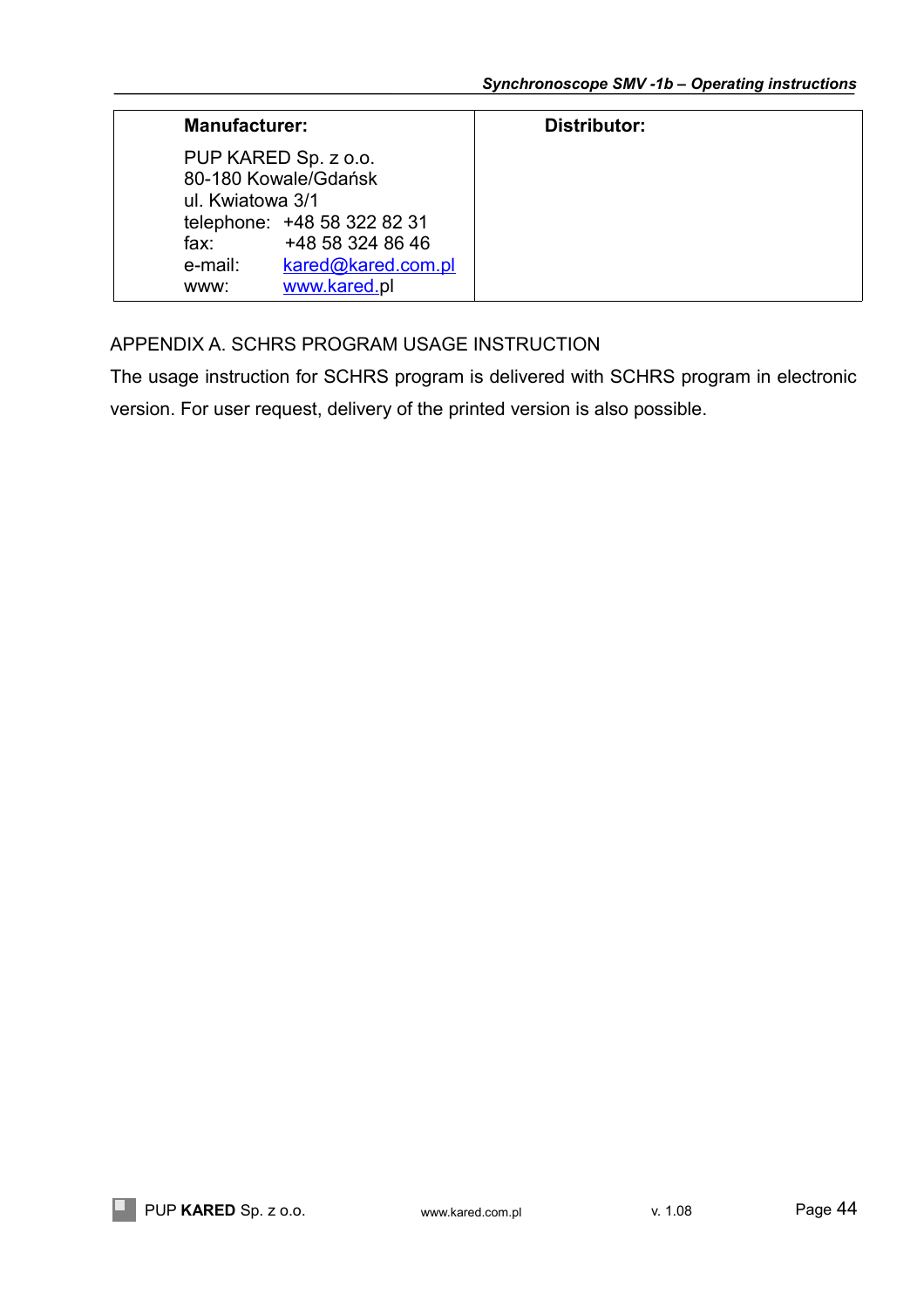| Manufacturer: | Distributor: |
|---|---|
| PUP KARED Sp. z o.o.<br>80-180 Kowale/Gdańsk<br>ul. Kwiatowa 3/1<br>telephone: +48 58 322 82 31<br>fax: +48 58 324 86 46<br>e-mail: kared@kared.com.pl<br>www: www.kared.pl | |

APPENDIX A. SCHRS PROGRAM USAGE INSTRUCTION

The usage instruction for SCHRS program is delivered with SCHRS program in electronic version. For user request, delivery of the printed version is also possible.